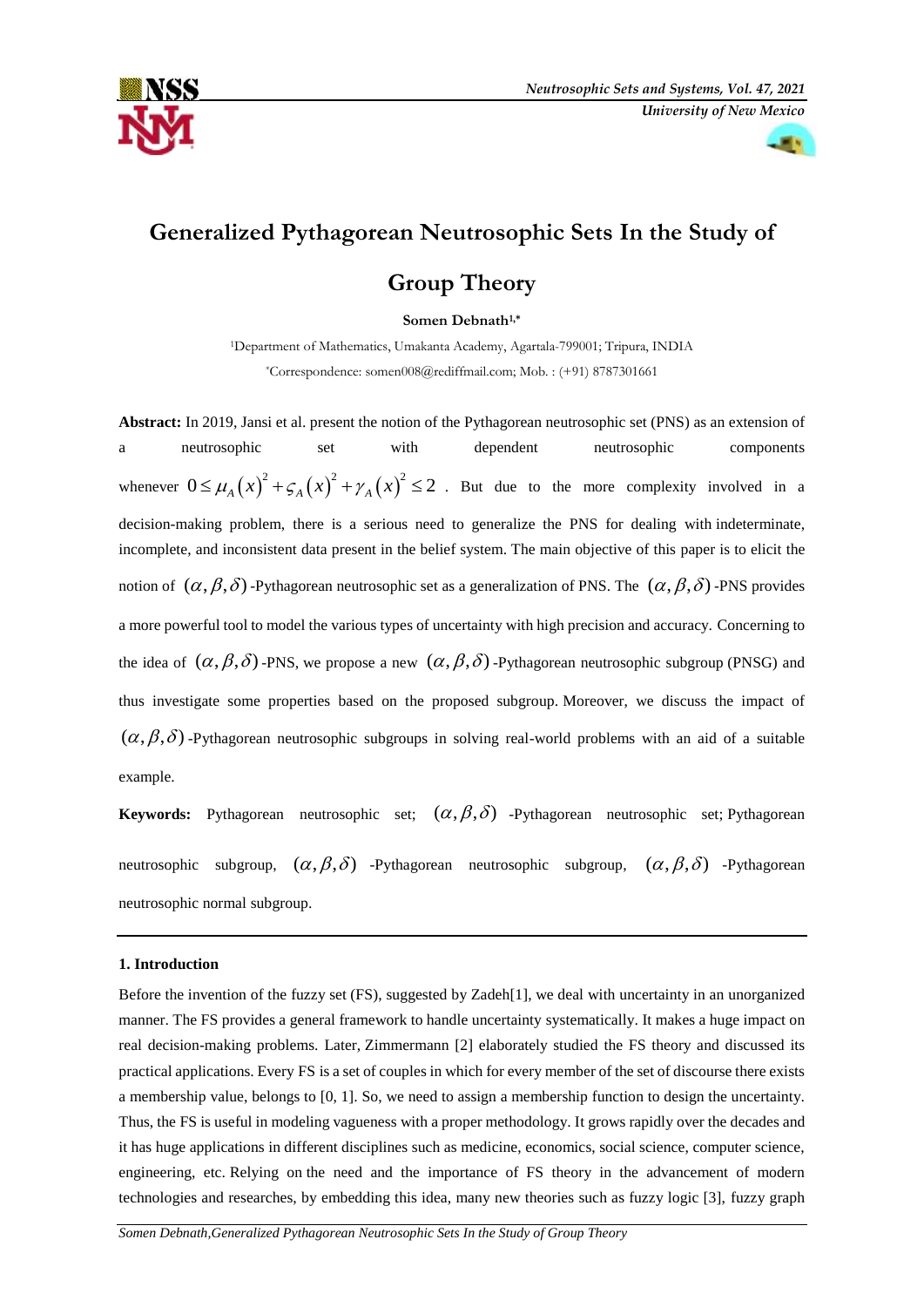# Generalized Pythagorean Neutrosophic Sets In the Study of Group Theory

**Somen Debnath[1,*]**

[1]Department of Mathematics, Umakanta Academy, Agartala-799001; Tripura, INDIA

*Correspondence: somen008@rediffmail.com; Mob. : (+91) 8787301661

**Abstract:** In 2019, Jansi et al. present the notion of the Pythagorean neutrosophic set (PNS) as an extension of a neutrosophic set with dependent neutrosophic components whenever $0 \le \mu_A(x)^2 + \varsigma_A(x)^2 + \gamma_A(x)^2 \le 2$ . But due to the more complexity involved in a decision-making problem, there is a serious need to generalize the PNS for dealing with indeterminate, incomplete, and inconsistent data present in the belief system. The main objective of this paper is to elicit the notion of $(\alpha,\beta,\delta)$-Pythagorean neutrosophic set as a generalization of PNS. The $(\alpha,\beta,\delta)$-PNS provides a more powerful tool to model the various types of uncertainty with high precision and accuracy. Concerning to the idea of $(\alpha,\beta,\delta)$-PNS, we propose a new $(\alpha,\beta,\delta)$-Pythagorean neutrosophic subgroup (PNSG) and thus investigate some properties based on the proposed subgroup. Moreover, we discuss the impact of $(\alpha,\beta,\delta)$-Pythagorean neutrosophic subgroups in solving real-world problems with an aid of a suitable example.

**Keywords:** Pythagorean neutrosophic set; $(\alpha,\beta,\delta)$-Pythagorean neutrosophic set; Pythagorean neutrosophic subgroup, $(\alpha,\beta,\delta)$-Pythagorean neutrosophic subgroup, $(\alpha,\beta,\delta)$-Pythagorean neutrosophic normal subgroup.

---

## 1. Introduction

Before the invention of the fuzzy set (FS), suggested by Zadeh[1], we deal with uncertainty in an unorganized manner. The FS provides a general framework to handle uncertainty systematically. It makes a huge impact on real decision-making problems. Later, Zimmermann [2] elaborately studied the FS theory and discussed its practical applications. Every FS is a set of couples in which for every member of the set of discourse there exists a membership value, belongs to [0, 1]. So, we need to assign a membership function to design the uncertainty. Thus, the FS is useful in modeling vagueness with a proper methodology. It grows rapidly over the decades and it has huge applications in different disciplines such as medicine, economics, social science, computer science, engineering, etc. Relying on the need and the importance of FS theory in the advancement of modern technologies and researches, by embedding this idea, many new theories such as fuzzy logic [3], fuzzy graph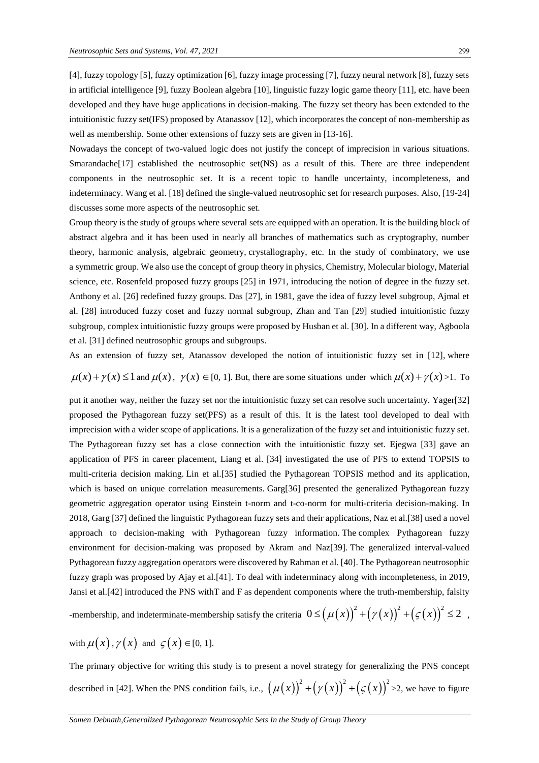[4], fuzzy topology [5], fuzzy optimization [6], fuzzy image processing [7], fuzzy neural network [8], fuzzy sets in artificial intelligence [9], fuzzy Boolean algebra [10], linguistic fuzzy logic game theory [11], etc. have been developed and they have huge applications in decision-making. The fuzzy set theory has been extended to the intuitionistic fuzzy set(IFS) proposed by Atanassov [12], which incorporates the concept of non-membership as well as membership. Some other extensions of fuzzy sets are given in [13-16].

Nowadays the concept of two-valued logic does not justify the concept of imprecision in various situations. Smarandache[17] established the neutrosophic set(NS) as a result of this. There are three independent components in the neutrosophic set. It is a recent topic to handle uncertainty, incompleteness, and indeterminacy. Wang et al. [18] defined the single-valued neutrosophic set for research purposes. Also, [19-24] discusses some more aspects of the neutrosophic set.

Group theory is the study of groups where several sets are equipped with an operation. It is the building block of abstract algebra and it has been used in nearly all branches of mathematics such as cryptography, number theory, harmonic analysis, algebraic geometry, crystallography, etc. In the study of combinatory, we use a symmetric group. We also use the concept of group theory in physics, Chemistry, Molecular biology, Material science, etc. Rosenfeld proposed fuzzy groups [25] in 1971, introducing the notion of degree in the fuzzy set. Anthony et al. [26] redefined fuzzy groups. Das [27], in 1981, gave the idea of fuzzy level subgroup, Ajmal et al. [28] introduced fuzzy coset and fuzzy normal subgroup, Zhan and Tan [29] studied intuitionistic fuzzy subgroup, complex intuitionistic fuzzy groups were proposed by Husban et al. [30]. In a different way, Agboola et al. [31] defined neutrosophic groups and subgroups.

As an extension of fuzzy set, Atanassov developed the notion of intuitionistic fuzzy set in [12], where $\mu(x)+\gamma(x)\leq 1$ and $\mu(x)$, $\gamma(x)\in[0, 1]$. But, there are some situations under which $\mu(x)+\gamma(x)>1$. To put it another way, neither the fuzzy set nor the intuitionistic fuzzy set can resolve such uncertainty. Yager[32] proposed the Pythagorean fuzzy set(PFS) as a result of this. It is the latest tool developed to deal with imprecision with a wider scope of applications. It is a generalization of the fuzzy set and intuitionistic fuzzy set. The Pythagorean fuzzy set has a close connection with the intuitionistic fuzzy set. Ejegwa [33] gave an application of PFS in career placement, Liang et al. [34] investigated the use of PFS to extend TOPSIS to multi-criteria decision making. Lin et al.[35] studied the Pythagorean TOPSIS method and its application, which is based on unique correlation measurements. Garg[36] presented the generalized Pythagorean fuzzy geometric aggregation operator using Einstein t-norm and t-co-norm for multi-criteria decision-making. In 2018, Garg [37] defined the linguistic Pythagorean fuzzy sets and their applications, Naz et al.[38] used a novel approach to decision-making with Pythagorean fuzzy information. The complex Pythagorean fuzzy environment for decision-making was proposed by Akram and Naz[39]. The generalized interval-valued Pythagorean fuzzy aggregation operators were discovered by Rahman et al. [40]. The Pythagorean neutrosophic fuzzy graph was proposed by Ajay et al.[41]. To deal with indeterminacy along with incompleteness, in 2019, Jansi et al.[42] introduced the PNS withT and F as dependent components where the truth-membership, falsity -membership, and indeterminate-membership satisfy the criteria $0\leq(\mu(x))^2+(\gamma(x))^2+(\varsigma(x))^2\leq 2$ , with $\mu(x)$, $\gamma(x)$ and $\varsigma(x)\in[0, 1]$.

The primary objective for writing this study is to present a novel strategy for generalizing the PNS concept described in [42]. When the PNS condition fails, i.e., $(\mu(x))^2+(\gamma(x))^2+(\varsigma(x))^2>2$, we have to figure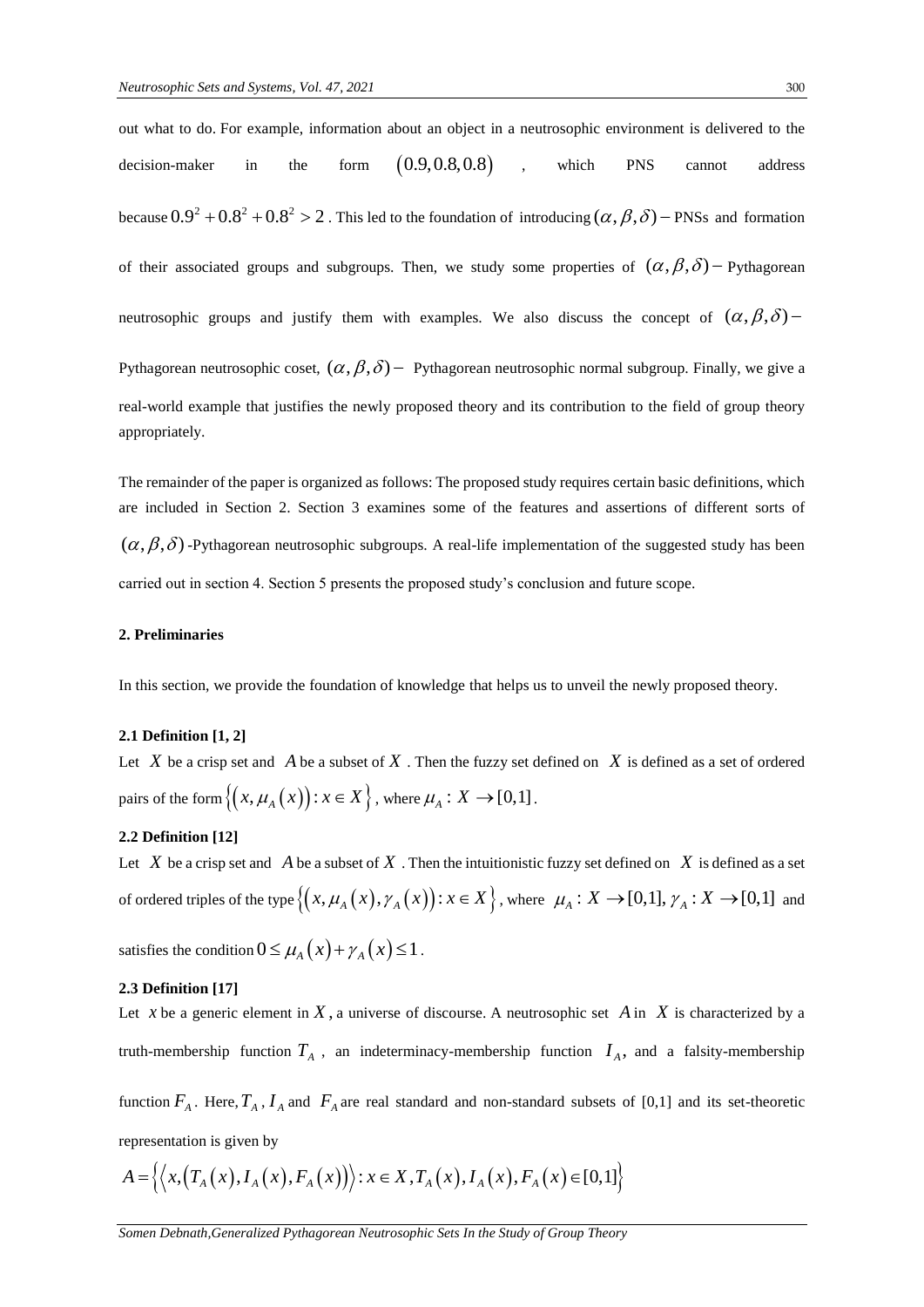out what to do. For example, information about an object in a neutrosophic environment is delivered to the decision-maker in the form $(0.9, 0.8, 0.8)$, which PNS cannot address because $0.9^2 + 0.8^2 + 0.8^2 > 2$. This led to the foundation of introducing $(\alpha, \beta, \delta)-$PNSs and formation of their associated groups and subgroups. Then, we study some properties of $(\alpha, \beta, \delta)-$ Pythagorean neutrosophic groups and justify them with examples. We also discuss the concept of $(\alpha, \beta, \delta)-$ Pythagorean neutrosophic coset, $(\alpha, \beta, \delta)-$ Pythagorean neutrosophic normal subgroup. Finally, we give a real-world example that justifies the newly proposed theory and its contribution to the field of group theory appropriately.

The remainder of the paper is organized as follows: The proposed study requires certain basic definitions, which are included in Section 2. Section 3 examines some of the features and assertions of different sorts of $(\alpha, \beta, \delta)$-Pythagorean neutrosophic subgroups. A real-life implementation of the suggested study has been carried out in section 4. Section 5 presents the proposed study's conclusion and future scope.

## 2. Preliminaries

In this section, we provide the foundation of knowledge that helps us to unveil the newly proposed theory.

### 2.1 Definition [1, 2]

Let $X$ be a crisp set and $A$ be a subset of $X$. Then the fuzzy set defined on $X$ is defined as a set of ordered pairs of the form $\{(x, \mu_A(x)) : x \in X\}$, where $\mu_A : X \to [0,1]$.

### 2.2 Definition [12]

Let $X$ be a crisp set and $A$ be a subset of $X$. Then the intuitionistic fuzzy set defined on $X$ is defined as a set of ordered triples of the type $\{(x, \mu_A(x), \gamma_A(x)) : x \in X\}$, where $\mu_A : X \to [0,1], \gamma_A : X \to [0,1]$ and satisfies the condition $0 \le \mu_A(x) + \gamma_A(x) \le 1$.

### 2.3 Definition [17]

Let $x$ be a generic element in $X$, a universe of discourse. A neutrosophic set $A$ in $X$ is characterized by a truth-membership function $T_A$, an indeterminacy-membership function $I_A$, and a falsity-membership function $F_A$. Here, $T_A$, $I_A$ and $F_A$ are real standard and non-standard subsets of [0,1] and its set-theoretic representation is given by

$$A = \left\{ \left\langle x, \left(T_A(x), I_A(x), F_A(x)\right) \right\rangle : x \in X, T_A(x), I_A(x), F_A(x) \in [0,1] \right\}$$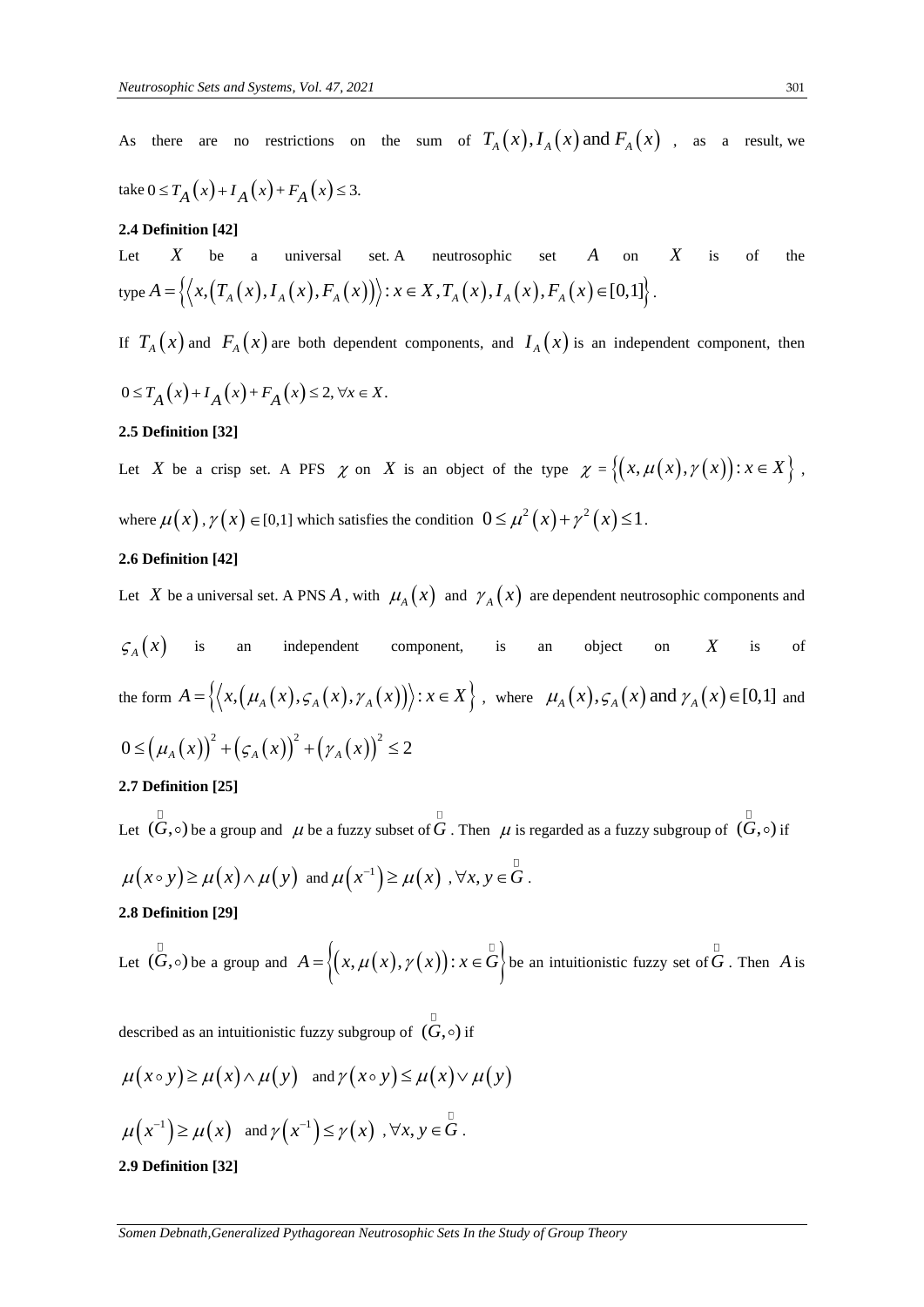As there are no restrictions on the sum of $T_A(x), I_A(x)$ and $F_A(x)$, as a result, we take $0 \le T_A(x) + I_A(x) + F_A(x) \le 3$.

**2.4 Definition [42]**

Let $X$ be a universal set. A neutrosophic set $A$ on $X$ is of the type $A = \left\{ \left\langle x, \left( T_A(x), I_A(x), F_A(x) \right) \right\rangle : x \in X, T_A(x), I_A(x), F_A(x) \in [0,1] \right\}$.

If $T_A(x)$ and $F_A(x)$ are both dependent components, and $I_A(x)$ is an independent component, then $0 \le T_A(x) + I_A(x) + F_A(x) \le 2, \forall x \in X$.

**2.5 Definition [32]**

Let $X$ be a crisp set. A PFS $\chi$ on $X$ is an object of the type $\chi = \left\{ \left( x, \mu(x), \gamma(x) \right) : x \in X \right\}$, where $\mu(x), \gamma(x) \in [0,1]$ which satisfies the condition $0 \le \mu^2(x) + \gamma^2(x) \le 1$.

**2.6 Definition [42]**

Let $X$ be a universal set. A PNS $A$, with $\mu_A(x)$ and $\gamma_A(x)$ are dependent neutrosophic components and $\varsigma_A(x)$ is an independent component, is an object on $X$ is of the form $A = \left\{ \left\langle x, \left( \mu_A(x), \varsigma_A(x), \gamma_A(x) \right) \right\rangle : x \in X \right\}$, where $\mu_A(x), \varsigma_A(x)$ and $\gamma_A(x) \in [0,1]$ and $0 \le \left( \mu_A(x) \right)^2 + \left( \varsigma_A(x) \right)^2 + \left( \gamma_A(x) \right)^2 \le 2$

**2.7 Definition [25]**

Let $(\breve{G}, \circ)$ be a group and $\mu$ be a fuzzy subset of $\breve{G}$. Then $\mu$ is regarded as a fuzzy subgroup of $(\breve{G}, \circ)$ if

$\mu(x \circ y) \ge \mu(x) \wedge \mu(y)$ and $\mu(x^{-1}) \ge \mu(x)$, $\forall x, y \in \breve{G}$.

**2.8 Definition [29]**

Let $(\breve{G}, \circ)$ be a group and $A = \left\{ \left( x, \mu(x), \gamma(x) \right) : x \in \breve{G} \right\}$ be an intuitionistic fuzzy set of $\breve{G}$. Then $A$ is described as an intuitionistic fuzzy subgroup of $(\breve{G}, \circ)$ if

$\mu(x \circ y) \ge \mu(x) \wedge \mu(y)$ and $\gamma(x \circ y) \le \mu(x) \vee \mu(y)$

$\mu(x^{-1}) \ge \mu(x)$ and $\gamma(x^{-1}) \le \gamma(x)$, $\forall x, y \in \breve{G}$.

**2.9 Definition [32]**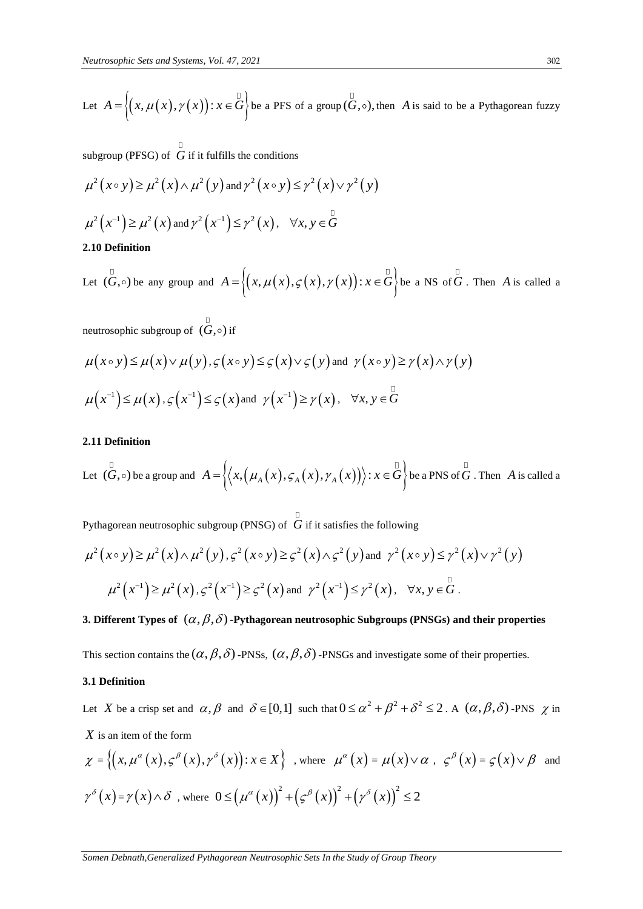Let $A=\left\{\left(x,\mu\left(x\right),\gamma\left(x\right)\right):x\in \breve{G}\right\}$ be a PFS of a group $(\breve{G},\circ)$, then $A$ is said to be a Pythagorean fuzzy subgroup (PFSG) of $\breve{G}$ if it fulfills the conditions

$$\mu^2\left(x\circ y\right)\geq \mu^2\left(x\right)\wedge \mu^2\left(y\right) \text{ and } \gamma^2\left(x\circ y\right)\leq \gamma^2\left(x\right)\vee \gamma^2\left(y\right)$$

$$\mu^2\left(x^{-1}\right)\geq \mu^2\left(x\right) \text{ and } \gamma^2\left(x^{-1}\right)\leq \gamma^2\left(x\right),\quad \forall x,y\in \breve{G}$$

**2.10 Definition**

Let $(\breve{G},\circ)$ be any group and $A=\left\{\left(x,\mu\left(x\right),\varsigma\left(x\right),\gamma\left(x\right)\right):x\in \breve{G}\right\}$ be a NS of $\breve{G}$. Then $A$ is called a neutrosophic subgroup of $(\breve{G},\circ)$ if

$$\mu\left(x\circ y\right)\leq \mu\left(x\right)\vee \mu\left(y\right), \varsigma\left(x\circ y\right)\leq \varsigma\left(x\right)\vee \varsigma\left(y\right) \text{ and } \gamma\left(x\circ y\right)\geq \gamma\left(x\right)\wedge \gamma\left(y\right)$$

$$\mu\left(x^{-1}\right)\leq \mu\left(x\right), \varsigma\left(x^{-1}\right)\leq \varsigma\left(x\right) \text{ and } \gamma\left(x^{-1}\right)\geq \gamma\left(x\right),\quad \forall x,y\in \breve{G}$$

**2.11 Definition**

Let $(\breve{G},\circ)$ be a group and $A=\left\{\left\langle x,\left(\mu_A\left(x\right),\varsigma_A\left(x\right),\gamma_A\left(x\right)\right)\right\rangle:x\in \breve{G}\right\}$ be a PNS of $\breve{G}$. Then $A$ is called a Pythagorean neutrosophic subgroup (PNSG) of $\breve{G}$ if it satisfies the following

$$\mu^2\left(x\circ y\right)\geq \mu^2\left(x\right)\wedge \mu^2\left(y\right), \varsigma^2\left(x\circ y\right)\geq \varsigma^2\left(x\right)\wedge \varsigma^2\left(y\right) \text{ and } \gamma^2\left(x\circ y\right)\leq \gamma^2\left(x\right)\vee \gamma^2\left(y\right)$$

$$\mu^2\left(x^{-1}\right)\geq \mu^2\left(x\right), \varsigma^2\left(x^{-1}\right)\geq \varsigma^2\left(x\right) \text{ and } \gamma^2\left(x^{-1}\right)\leq \gamma^2\left(x\right),\quad \forall x,y\in \breve{G}.$$

## 3. Different Types of $(\alpha,\beta,\delta)$-Pythagorean neutrosophic Subgroups (PNSGs) and their properties

This section contains the $(\alpha,\beta,\delta)$-PNSs, $(\alpha,\beta,\delta)$-PNSGs and investigate some of their properties.

**3.1 Definition**

Let $X$ be a crisp set and $\alpha,\beta$ and $\delta\in[0,1]$ such that $0\leq \alpha^2+\beta^2+\delta^2\leq 2$. A $(\alpha,\beta,\delta)$-PNS $\chi$ in $X$ is an item of the form

$\chi=\left\{\left(x,\mu^{\alpha}\left(x\right),\varsigma^{\beta}\left(x\right),\gamma^{\delta}\left(x\right)\right):x\in X\right\}$, where $\mu^{\alpha}\left(x\right)=\mu\left(x\right)\vee\alpha$, $\varsigma^{\beta}\left(x\right)=\varsigma\left(x\right)\vee\beta$ and $\gamma^{\delta}\left(x\right)=\gamma\left(x\right)\wedge\delta$, where $0\leq\left(\mu^{\alpha}\left(x\right)\right)^2+\left(\varsigma^{\beta}\left(x\right)\right)^2+\left(\gamma^{\delta}\left(x\right)\right)^2\leq 2$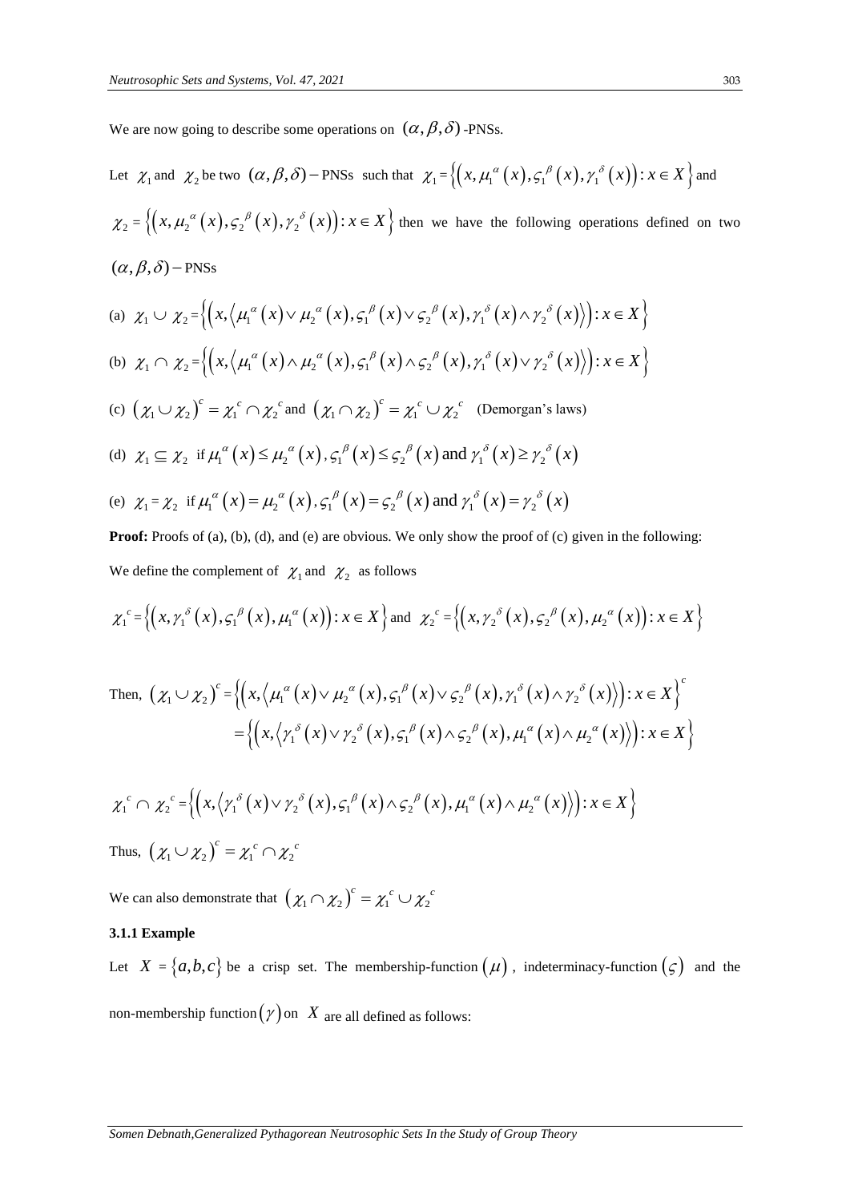We are now going to describe some operations on $(\alpha, \beta, \delta)$-PNSs.

Let $\chi_1$ and $\chi_2$ be two $(\alpha, \beta, \delta)-$PNSs such that $\chi_1 = \left\{\left(x, \mu_1^{\alpha}(x), \varsigma_1^{\beta}(x), \gamma_1^{\delta}(x)\right) : x \in X\right\}$ and $\chi_2 = \left\{\left(x, \mu_2^{\alpha}(x), \varsigma_2^{\beta}(x), \gamma_2^{\delta}(x)\right) : x \in X\right\}$ then we have the following operations defined on two $(\alpha, \beta, \delta)-$PNSs

(a) $\chi_1 \cup \chi_2 = \left\{\left(x, \left\langle \mu_1^{\alpha}(x) \vee \mu_2^{\alpha}(x), \varsigma_1^{\beta}(x) \vee \varsigma_2^{\beta}(x), \gamma_1^{\delta}(x) \wedge \gamma_2^{\delta}(x)\right\rangle\right) : x \in X\right\}$

(b) $\chi_1 \cap \chi_2 = \left\{\left(x, \left\langle \mu_1^{\alpha}(x) \wedge \mu_2^{\alpha}(x), \varsigma_1^{\beta}(x) \wedge \varsigma_2^{\beta}(x), \gamma_1^{\delta}(x) \vee \gamma_2^{\delta}(x)\right\rangle\right) : x \in X\right\}$

(c) $(\chi_1 \cup \chi_2)^c = \chi_1^c \cap \chi_2^c$ and $(\chi_1 \cap \chi_2)^c = \chi_1^c \cup \chi_2^c$ (Demorgan's laws)

(d) $\chi_1 \subseteq \chi_2$ if $\mu_1^{\alpha}(x) \leq \mu_2^{\alpha}(x), \varsigma_1^{\beta}(x) \leq \varsigma_2^{\beta}(x)$ and $\gamma_1^{\delta}(x) \geq \gamma_2^{\delta}(x)$

(e) $\chi_1 = \chi_2$ if $\mu_1^{\alpha}(x) = \mu_2^{\alpha}(x), \varsigma_1^{\beta}(x) = \varsigma_2^{\beta}(x)$ and $\gamma_1^{\delta}(x) = \gamma_2^{\delta}(x)$

**Proof:** Proofs of (a), (b), (d), and (e) are obvious. We only show the proof of (c) given in the following:

We define the complement of $\chi_1$ and $\chi_2$ as follows

$$\chi_1^c = \left\{\left(x, \gamma_1^{\delta}(x), \varsigma_1^{\beta}(x), \mu_1^{\alpha}(x)\right) : x \in X\right\} \text{ and } \chi_2^c = \left\{\left(x, \gamma_2^{\delta}(x), \varsigma_2^{\beta}(x), \mu_2^{\alpha}(x)\right) : x \in X\right\}$$

Then,
$$(\chi_1 \cup \chi_2)^c = \left\{\left(x, \left\langle \mu_1^{\alpha}(x) \vee \mu_2^{\alpha}(x), \varsigma_1^{\beta}(x) \vee \varsigma_2^{\beta}(x), \gamma_1^{\delta}(x) \wedge \gamma_2^{\delta}(x)\right\rangle\right) : x \in X\right\}^c$$
$$= \left\{\left(x, \left\langle \gamma_1^{\delta}(x) \vee \gamma_2^{\delta}(x), \varsigma_1^{\beta}(x) \wedge \varsigma_2^{\beta}(x), \mu_1^{\alpha}(x) \wedge \mu_2^{\alpha}(x)\right\rangle\right) : x \in X\right\}$$

$$\chi_1^c \cap \chi_2^c = \left\{\left(x, \left\langle \gamma_1^{\delta}(x) \vee \gamma_2^{\delta}(x), \varsigma_1^{\beta}(x) \wedge \varsigma_2^{\beta}(x), \mu_1^{\alpha}(x) \wedge \mu_2^{\alpha}(x)\right\rangle\right) : x \in X\right\}$$

Thus, $(\chi_1 \cup \chi_2)^c = \chi_1^c \cap \chi_2^c$

We can also demonstrate that $(\chi_1 \cap \chi_2)^c = \chi_1^c \cup \chi_2^c$

### 3.1.1 Example

Let $X = \{a, b, c\}$ be a crisp set. The membership-function $(\mu)$, indeterminacy-function $(\varsigma)$ and the non-membership function $(\gamma)$ on $X$ are all defined as follows: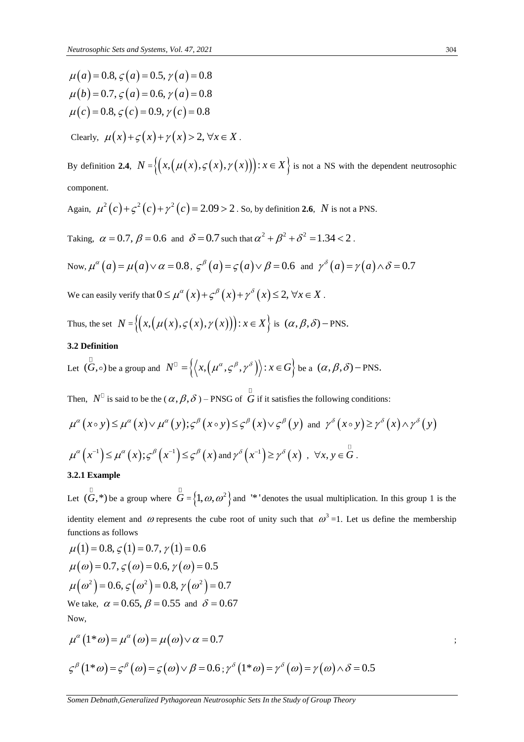$\mu(a) = 0.8, \varsigma(a) = 0.5, \gamma(a) = 0.8$

$\mu(b) = 0.7, \varsigma(a) = 0.6, \gamma(a) = 0.8$

$\mu(c) = 0.8, \varsigma(c) = 0.9, \gamma(c) = 0.8$

Clearly, $\mu(x) + \varsigma(x) + \gamma(x) > 2, \forall x \in X$.

By definition **2.4**, $N = \{(x, (\mu(x), \varsigma(x), \gamma(x))) : x \in X\}$ is not a NS with the dependent neutrosophic component.

Again, $\mu^2(c) + \varsigma^2(c) + \gamma^2(c) = 2.09 > 2$. So, by definition **2.6**, $N$ is not a PNS.

Taking, $\alpha = 0.7, \beta = 0.6$ and $\delta = 0.7$ such that $\alpha^2 + \beta^2 + \delta^2 = 1.34 < 2$.

Now, $\mu^\alpha(a) = \mu(a) \vee \alpha = 0.8$, $\varsigma^\beta(a) = \varsigma(a) \vee \beta = 0.6$ and $\gamma^\delta(a) = \gamma(a) \wedge \delta = 0.7$

We can easily verify that $0 \le \mu^\alpha(x) + \varsigma^\beta(x) + \gamma^\delta(x) \le 2, \forall x \in X$.

Thus, the set $N = \{(x, (\mu(x), \varsigma(x), \gamma(x))) : x \in X\}$ is $(\alpha, \beta, \delta)-$PNS.

### 3.2 Definition

Let $(\breve{G}, \circ)$ be a group and $N^{\breve{}} = \{\langle x, (\mu^\alpha, \varsigma^\beta, \gamma^\delta) \rangle : x \in G\}$ be a $(\alpha, \beta, \delta)-$PNS.

Then, $N^{\breve{}}$ is said to be the ($\alpha, \beta, \delta$) – PNSG of $\breve{G}$ if it satisfies the following conditions:

$$\mu^\alpha(x \circ y) \le \mu^\alpha(x) \vee \mu^\alpha(y); \varsigma^\beta(x \circ y) \le \varsigma^\beta(x) \vee \varsigma^\beta(y) \text{ and } \gamma^\delta(x \circ y) \ge \gamma^\delta(x) \wedge \gamma^\delta(y)$$

$$\mu^\alpha(x^{-1}) \le \mu^\alpha(x); \varsigma^\beta(x^{-1}) \le \varsigma^\beta(x) \text{ and } \gamma^\delta(x^{-1}) \ge \gamma^\delta(x), \ \forall x, y \in \breve{G}.$$

### 3.2.1 Example

Let $(\breve{G}, *)$ be a group where $\breve{G} = \{1, \omega, \omega^2\}$ and '$*$' denotes the usual multiplication. In this group 1 is the identity element and $\omega$ represents the cube root of unity such that $\omega^3 = 1$. Let us define the membership functions as follows

$\mu(1) = 0.8, \varsigma(1) = 0.7, \gamma(1) = 0.6$

$\mu(\omega) = 0.7, \varsigma(\omega) = 0.6, \gamma(\omega) = 0.5$

$\mu(\omega^2) = 0.6, \varsigma(\omega^2) = 0.8, \gamma(\omega^2) = 0.7$

We take, $\alpha = 0.65, \beta = 0.55$ and $\delta = 0.67$

Now,

$\mu^\alpha(1 * \omega) = \mu^\alpha(\omega) = \mu(\omega) \vee \alpha = 0.7$ ;

$\varsigma^\beta(1 * \omega) = \varsigma^\beta(\omega) = \varsigma(\omega) \vee \beta = 0.6$ ; $\gamma^\delta(1 * \omega) = \gamma^\delta(\omega) = \gamma(\omega) \wedge \delta = 0.5$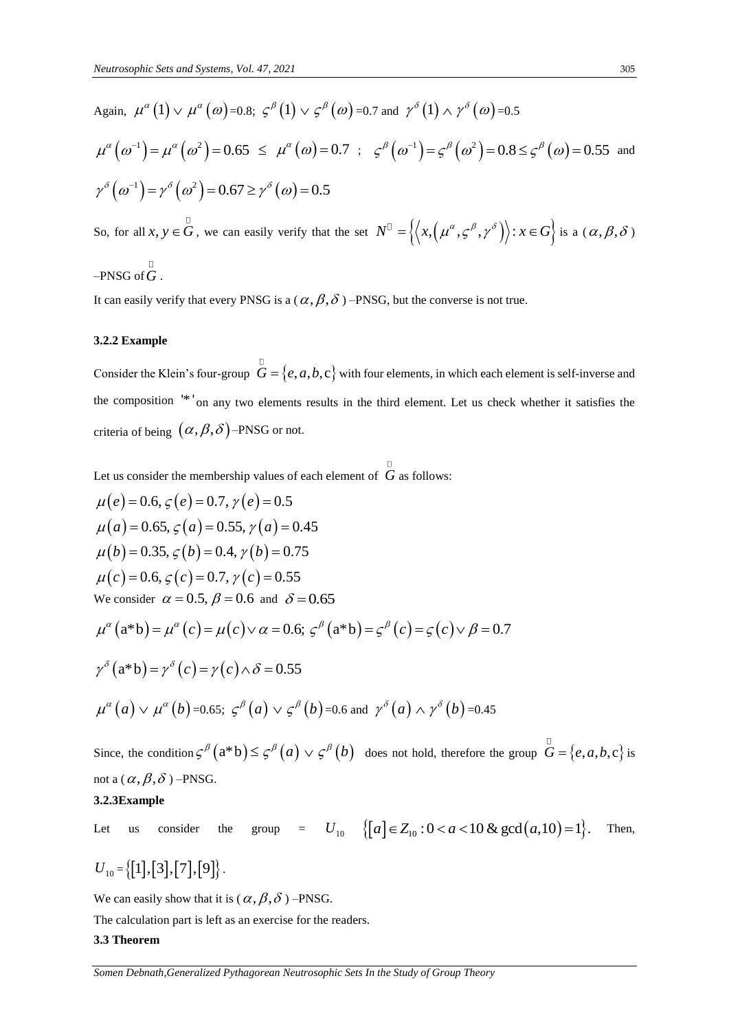Again, $\mu^{\alpha}(1) \vee \mu^{\alpha}(\omega)$=0.8; $\varsigma^{\beta}(1) \vee \varsigma^{\beta}(\omega)$=0.7 and $\gamma^{\delta}(1) \wedge \gamma^{\delta}(\omega)$=0.5

$\mu^{\alpha}(\omega^{-1}) = \mu^{\alpha}(\omega^{2}) = 0.65 \leq \mu^{\alpha}(\omega) = 0.7$ ; $\varsigma^{\beta}(\omega^{-1}) = \varsigma^{\beta}(\omega^{2}) = 0.8 \leq \varsigma^{\beta}(\omega) = 0.55$ and

$\gamma^{\delta}(\omega^{-1}) = \gamma^{\delta}(\omega^{2}) = 0.67 \geq \gamma^{\delta}(\omega) = 0.5$

So, for all $x, y \in \breve{G}$, we can easily verify that the set $N^{\breve{}} = \left\{\left\langle x, \left(\mu^{\alpha}, \varsigma^{\beta}, \gamma^{\delta}\right)\right\rangle : x \in G\right\}$ is a ( $\alpha, \beta, \delta$ ) –PNSG of $\breve{G}$ .

It can easily verify that every PNSG is a ( $\alpha, \beta, \delta$ ) –PNSG, but the converse is not true.

**3.2.2 Example**

Consider the Klein's four-group $\breve{G} = \{e, a, b, c\}$ with four elements, in which each element is self-inverse and the composition $'*'$ on any two elements results in the third element. Let us check whether it satisfies the criteria of being $(\alpha, \beta, \delta)$ –PNSG or not.

Let us consider the membership values of each element of $\breve{G}$ as follows:

$\mu(e) = 0.6, \varsigma(e) = 0.7, \gamma(e) = 0.5$
$\mu(a) = 0.65, \varsigma(a) = 0.55, \gamma(a) = 0.45$
$\mu(b) = 0.35, \varsigma(b) = 0.4, \gamma(b) = 0.75$
$\mu(c) = 0.6, \varsigma(c) = 0.7, \gamma(c) = 0.55$

We consider $\alpha = 0.5, \beta = 0.6$ and $\delta = 0.65$

$\mu^{\alpha}(a*b) = \mu^{\alpha}(c) = \mu(c) \vee \alpha = 0.6; \varsigma^{\beta}(a*b) = \varsigma^{\beta}(c) = \varsigma(c) \vee \beta = 0.7$

$\gamma^{\delta}(a*b) = \gamma^{\delta}(c) = \gamma(c) \wedge \delta = 0.55$

$\mu^{\alpha}(a) \vee \mu^{\alpha}(b)$=0.65; $\varsigma^{\beta}(a) \vee \varsigma^{\beta}(b)$=0.6 and $\gamma^{\delta}(a) \wedge \gamma^{\delta}(b)$=0.45

Since, the condition $\varsigma^{\beta}(a*b) \leq \varsigma^{\beta}(a) \vee \varsigma^{\beta}(b)$ does not hold, therefore the group $\breve{G} = \{e, a, b, c\}$ is not a ( $\alpha, \beta, \delta$ ) –PNSG.

**3.2.3Example**

Let us consider the group = $U_{10}$ $\{[a] \in Z_{10} : 0 < a < 10 \,\&\, \gcd(a,10) = 1\}$. Then,

$U_{10} = \{[1],[3],[7],[9]\}$.

We can easily show that it is ( $\alpha, \beta, \delta$ ) –PNSG.

The calculation part is left as an exercise for the readers.

**3.3 Theorem**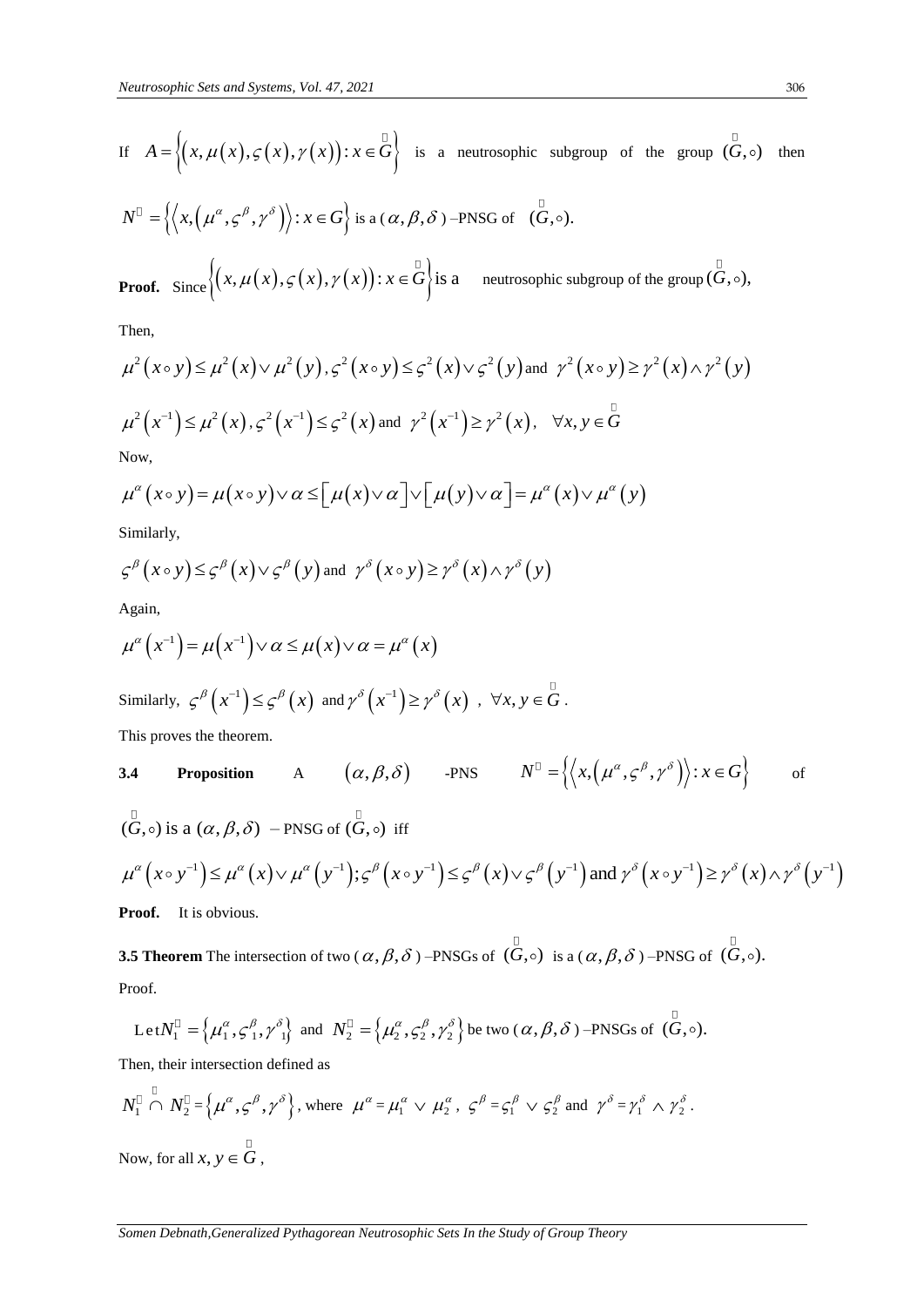If $A = \left\{ \left( x, \mu(x), \varsigma(x), \gamma(x) \right) : x \in \overset{\square}{G} \right\}$ is a neutrosophic subgroup of the group $(\overset{\square}{G}, \circ)$ then

$N^{\square} = \left\{ \left\langle x, \left( \mu^{\alpha}, \varsigma^{\beta}, \gamma^{\delta} \right) \right\rangle : x \in G \right\}$ is a ( $\alpha, \beta, \delta$ ) –PNSG of $(\overset{\square}{G}, \circ)$.

**Proof.** Since $\left\{ \left( x, \mu(x), \varsigma(x), \gamma(x) \right) : x \in \overset{\square}{G} \right\}$ is a neutrosophic subgroup of the group $(\overset{\square}{G}, \circ)$,

Then,

$$\mu^2(x \circ y) \le \mu^2(x) \vee \mu^2(y), \varsigma^2(x \circ y) \le \varsigma^2(x) \vee \varsigma^2(y) \text{ and } \gamma^2(x \circ y) \ge \gamma^2(x) \wedge \gamma^2(y)$$

$$\mu^2(x^{-1}) \le \mu^2(x), \varsigma^2(x^{-1}) \le \varsigma^2(x) \text{ and } \gamma^2(x^{-1}) \ge \gamma^2(x), \quad \forall x, y \in \overset{\square}{G}$$

Now,

$$\mu^{\alpha}(x \circ y) = \mu(x \circ y) \vee \alpha \le \left[ \mu(x) \vee \alpha \right] \vee \left[ \mu(y) \vee \alpha \right] = \mu^{\alpha}(x) \vee \mu^{\alpha}(y)$$

Similarly,

$$\varsigma^{\beta}(x \circ y) \le \varsigma^{\beta}(x) \vee \varsigma^{\beta}(y) \text{ and } \gamma^{\delta}(x \circ y) \ge \gamma^{\delta}(x) \wedge \gamma^{\delta}(y)$$

Again,

$$\mu^{\alpha}(x^{-1}) = \mu(x^{-1}) \vee \alpha \le \mu(x) \vee \alpha = \mu^{\alpha}(x)$$

Similarly, $\varsigma^{\beta}(x^{-1}) \le \varsigma^{\beta}(x)$ and $\gamma^{\delta}(x^{-1}) \ge \gamma^{\delta}(x)$ , $\forall x, y \in \overset{\square}{G}$.

This proves the theorem.

**3.4 Proposition** A $(\alpha, \beta, \delta)$ -PNS $N^{\square} = \left\{ \left\langle x, \left( \mu^{\alpha}, \varsigma^{\beta}, \gamma^{\delta} \right) \right\rangle : x \in G \right\}$ of $(\overset{\square}{G}, \circ)$ is a $(\alpha, \beta, \delta)$ – PNSG of $(\overset{\square}{G}, \circ)$ iff

$$\mu^{\alpha}(x \circ y^{-1}) \le \mu^{\alpha}(x) \vee \mu^{\alpha}(y^{-1}); \varsigma^{\beta}(x \circ y^{-1}) \le \varsigma^{\beta}(x) \vee \varsigma^{\beta}(y^{-1}) \text{ and } \gamma^{\delta}(x \circ y^{-1}) \ge \gamma^{\delta}(x) \wedge \gamma^{\delta}(y^{-1})$$

**Proof.** It is obvious.

**3.5 Theorem** The intersection of two ( $\alpha, \beta, \delta$ ) –PNSGs of $(\overset{\square}{G}, \circ)$ is a ( $\alpha, \beta, \delta$ ) –PNSG of $(\overset{\square}{G}, \circ)$.

Proof.

Let $N_1^{\square} = \left\{ \mu_1^{\alpha}, \varsigma_1^{\beta}, \gamma_1^{\delta} \right\}$ and $N_2^{\square} = \left\{ \mu_2^{\alpha}, \varsigma_2^{\beta}, \gamma_2^{\delta} \right\}$ be two ( $\alpha, \beta, \delta$ ) –PNSGs of $(\overset{\square}{G}, \circ)$.

Then, their intersection defined as

$N_1^{\square} \overset{\square}{\cap} N_2^{\square} = \left\{ \mu^{\alpha}, \varsigma^{\beta}, \gamma^{\delta} \right\}$, where $\mu^{\alpha} = \mu_1^{\alpha} \vee \mu_2^{\alpha}$, $\varsigma^{\beta} = \varsigma_1^{\beta} \vee \varsigma_2^{\beta}$ and $\gamma^{\delta} = \gamma_1^{\delta} \wedge \gamma_2^{\delta}$.

Now, for all $x, y \in \overset{\square}{G}$,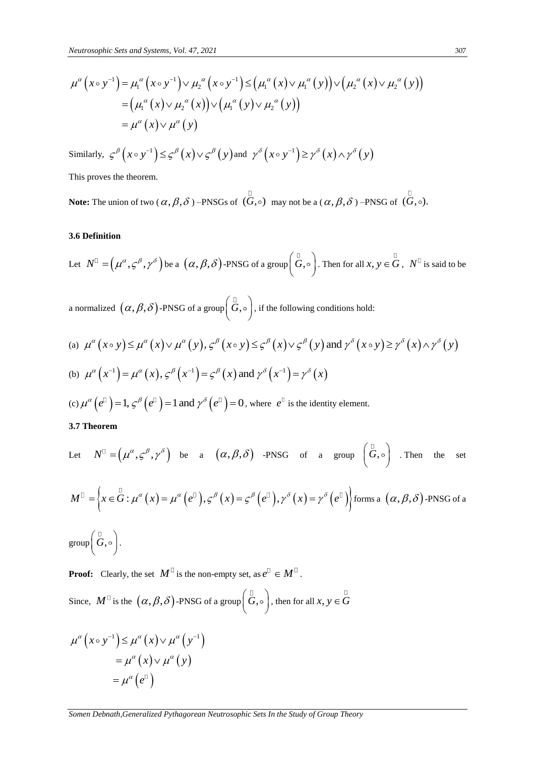$$
\begin{aligned}
\mu^{\alpha}\left(x \circ y^{-1}\right) &= \mu_1^{\alpha}\left(x \circ y^{-1}\right) \vee \mu_2^{\alpha}\left(x \circ y^{-1}\right) \leq \left(\mu_1^{\alpha}(x) \vee \mu_1^{\alpha}(y)\right) \vee \left(\mu_2^{\alpha}(x) \vee \mu_2^{\alpha}(y)\right) \\
&= \left(\mu_1^{\alpha}(x) \vee \mu_2^{\alpha}(x)\right) \vee \left(\mu_1^{\alpha}(y) \vee \mu_2^{\alpha}(y)\right) \\
&= \mu^{\alpha}(x) \vee \mu^{\alpha}(y)
\end{aligned}
$$

Similarly, $\varsigma^{\beta}\left(x \circ y^{-1}\right) \leq \varsigma^{\beta}(x) \vee \varsigma^{\beta}(y)$ and $\gamma^{\delta}\left(x \circ y^{-1}\right) \geq \gamma^{\delta}(x) \wedge \gamma^{\delta}(y)$

This proves the theorem.

**Note:** The union of two ($\alpha, \beta, \delta$) –PNSGs of $(\breve{G}, \circ)$ may not be a ($\alpha, \beta, \delta$) –PNSG of $(\breve{G}, \circ)$.

### 3.6 Definition

Let $\breve{N} = \left(\mu^{\alpha}, \varsigma^{\beta}, \gamma^{\delta}\right)$ be a $(\alpha, \beta, \delta)$-PNSG of a group $\left(\breve{G}, \circ\right)$. Then for all $x, y \in \breve{G}$, $\breve{N}$ is said to be a normalized $(\alpha, \beta, \delta)$-PNSG of a group $\left(\breve{G}, \circ\right)$, if the following conditions hold:

(a) $\mu^{\alpha}(x \circ y) \leq \mu^{\alpha}(x) \vee \mu^{\alpha}(y)$, $\varsigma^{\beta}(x \circ y) \leq \varsigma^{\beta}(x) \vee \varsigma^{\beta}(y)$ and $\gamma^{\delta}(x \circ y) \geq \gamma^{\delta}(x) \wedge \gamma^{\delta}(y)$

(b) $\mu^{\alpha}\left(x^{-1}\right) = \mu^{\alpha}(x)$, $\varsigma^{\beta}\left(x^{-1}\right) = \varsigma^{\beta}(x)$ and $\gamma^{\delta}\left(x^{-1}\right) = \gamma^{\delta}(x)$

(c) $\mu^{\alpha}\left(\breve{e}\right) = 1$, $\varsigma^{\beta}\left(\breve{e}\right) = 1$ and $\gamma^{\delta}\left(\breve{e}\right) = 0$, where $\breve{e}$ is the identity element.

### 3.7 Theorem

Let $\breve{N} = \left(\mu^{\alpha}, \varsigma^{\beta}, \gamma^{\delta}\right)$ be a $(\alpha, \beta, \delta)$-PNSG of a group $\left(\breve{G}, \circ\right)$. Then the set $\breve{M} = \left\{x \in \breve{G} : \mu^{\alpha}(x) = \mu^{\alpha}\left(\breve{e}\right), \varsigma^{\beta}(x) = \varsigma^{\beta}\left(\breve{e}\right), \gamma^{\delta}(x) = \gamma^{\delta}\left(\breve{e}\right)\right\}$ forms a $(\alpha, \beta, \delta)$-PNSG of a group $\left(\breve{G}, \circ\right)$.

**Proof:** Clearly, the set $\breve{M}$ is the non-empty set, as $\breve{e} \in \breve{M}$.

Since, $\breve{M}$ is the $(\alpha, \beta, \delta)$-PNSG of a group $\left(\breve{G}, \circ\right)$, then for all $x, y \in \breve{G}$

$$
\begin{aligned}
\mu^{\alpha}\left(x \circ y^{-1}\right) &\leq \mu^{\alpha}(x) \vee \mu^{\alpha}\left(y^{-1}\right) \\
&= \mu^{\alpha}(x) \vee \mu^{\alpha}(y) \\
&= \mu^{\alpha}\left(\breve{e}\right)
\end{aligned}
$$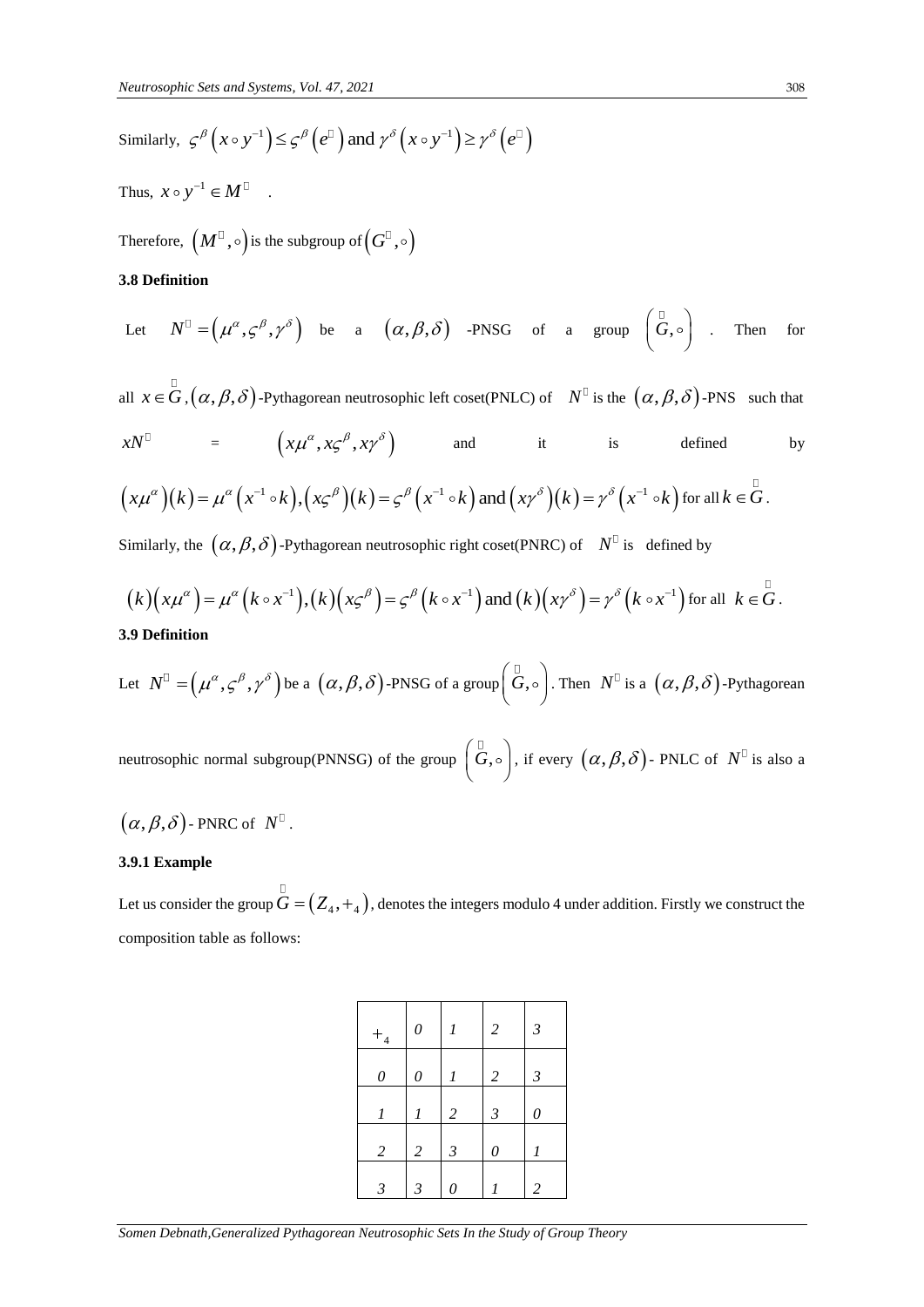Similarly, $\varsigma^{\beta}\left(x \circ y^{-1}\right) \leq \varsigma^{\beta}\left(e^{\mathbb{G}}\right)$ and $\gamma^{\delta}\left(x \circ y^{-1}\right) \geq \gamma^{\delta}\left(e^{\mathbb{G}}\right)$

Thus, $x \circ y^{-1} \in M^{\mathbb{G}}$ .

Therefore, $\left(M^{\mathbb{G}}, \circ\right)$ is the subgroup of $\left(G^{\mathbb{G}}, \circ\right)$

**3.8 Definition**

Let $N^{\mathbb{G}} = \left(\mu^{\alpha}, \varsigma^{\beta}, \gamma^{\delta}\right)$ be a $(\alpha, \beta, \delta)$ -PNSG of a group $\left(\overset{\mathbb{G}}{G}, \circ\right)$ . Then for all $x \in \overset{\mathbb{G}}{G}$, $(\alpha, \beta, \delta)$-Pythagorean neutrosophic left coset(PNLC) of $N^{\mathbb{G}}$ is the $(\alpha, \beta, \delta)$-PNS such that $xN^{\mathbb{G}} = \left(x\mu^{\alpha}, x\varsigma^{\beta}, x\gamma^{\delta}\right)$ and it is defined by $\left(x\mu^{\alpha}\right)(k) = \mu^{\alpha}\left(x^{-1} \circ k\right), \left(x\varsigma^{\beta}\right)(k) = \varsigma^{\beta}\left(x^{-1} \circ k\right)$ and $\left(x\gamma^{\delta}\right)(k) = \gamma^{\delta}\left(x^{-1} \circ k\right)$ for all $k \in \overset{\mathbb{G}}{G}$.

Similarly, the $(\alpha, \beta, \delta)$-Pythagorean neutrosophic right coset(PNRC) of $N^{\mathbb{G}}$ is defined by

$$(k)\left(x\mu^{\alpha}\right) = \mu^{\alpha}\left(k \circ x^{-1}\right), (k)\left(x\varsigma^{\beta}\right) = \varsigma^{\beta}\left(k \circ x^{-1}\right) \text{ and } (k)\left(x\gamma^{\delta}\right) = \gamma^{\delta}\left(k \circ x^{-1}\right) \text{ for all } k \in \overset{\mathbb{G}}{G}.$$

**3.9 Definition**

Let $N^{\mathbb{G}} = \left(\mu^{\alpha}, \varsigma^{\beta}, \gamma^{\delta}\right)$ be a $(\alpha, \beta, \delta)$-PNSG of a group $\left(\overset{\mathbb{G}}{G}, \circ\right)$. Then $N^{\mathbb{G}}$ is a $(\alpha, \beta, \delta)$-Pythagorean neutrosophic normal subgroup(PNNSG) of the group $\left(\overset{\mathbb{G}}{G}, \circ\right)$, if every $(\alpha, \beta, \delta)$- PNLC of $N^{\mathbb{G}}$ is also a $(\alpha, \beta, \delta)$- PNRC of $N^{\mathbb{G}}$.

**3.9.1 Example**

Let us consider the group $\overset{\mathbb{G}}{G} = \left(Z_4, +_4\right)$, denotes the integers modulo 4 under addition. Firstly we construct the composition table as follows:

| $+_4$ | *0* | *1* | *2* | *3* |
|---|---|---|---|---|
| *0* | *0* | *1* | *2* | *3* |
| *1* | *1* | *2* | *3* | *0* |
| *2* | *2* | *3* | *0* | *1* |
| *3* | *3* | *0* | *1* | *2* |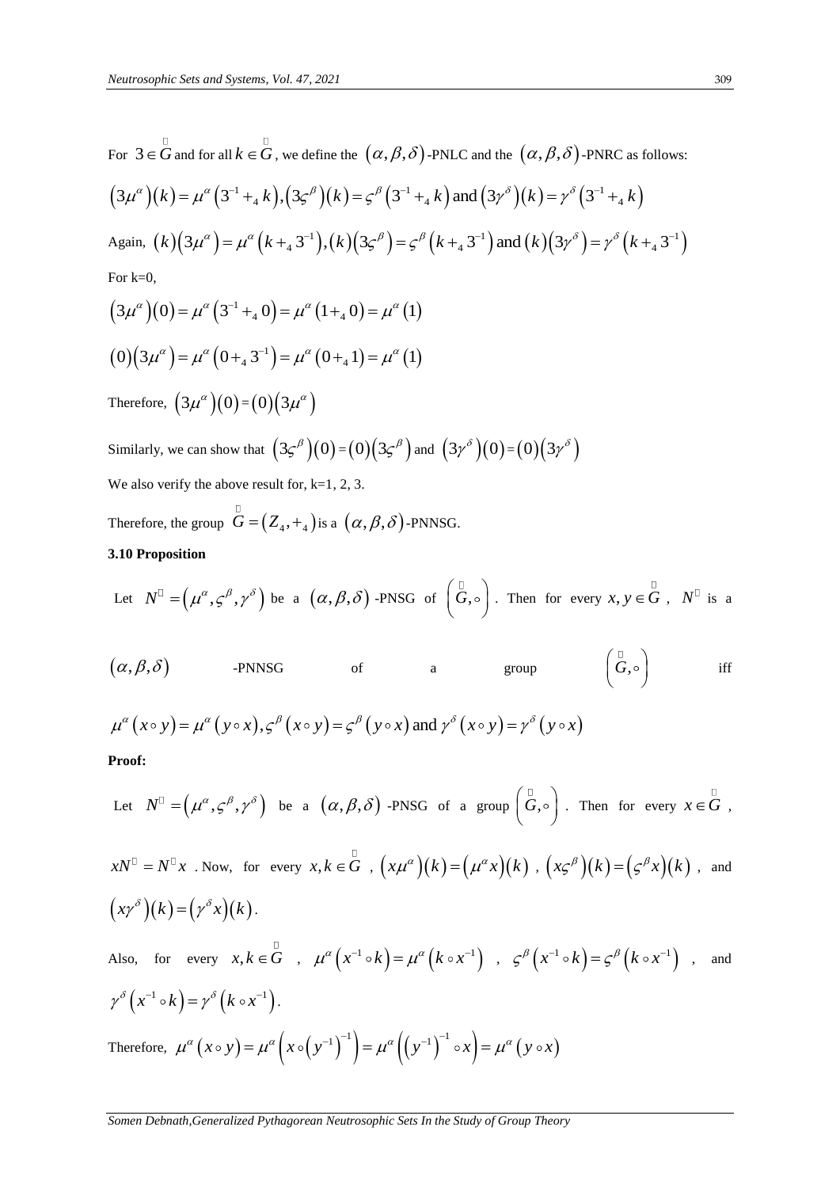For $3 \in \breve{G}$ and for all $k \in \breve{G}$, we define the $(\alpha,\beta,\delta)$-PNLC and the $(\alpha,\beta,\delta)$-PNRC as follows:

$$\left(3\mu^{\alpha}\right)(k)=\mu^{\alpha}\left(3^{-1}+_{4}k\right),\left(3\varsigma^{\beta}\right)(k)=\varsigma^{\beta}\left(3^{-1}+_{4}k\right)\text{ and }\left(3\gamma^{\delta}\right)(k)=\gamma^{\delta}\left(3^{-1}+_{4}k\right)$$

Again, $(k)\left(3\mu^{\alpha}\right)=\mu^{\alpha}\left(k+_{4}3^{-1}\right),(k)\left(3\varsigma^{\beta}\right)=\varsigma^{\beta}\left(k+_{4}3^{-1}\right)\text{ and }(k)\left(3\gamma^{\delta}\right)=\gamma^{\delta}\left(k+_{4}3^{-1}\right)$

For k=0,

$$\left(3\mu^{\alpha}\right)(0)=\mu^{\alpha}\left(3^{-1}+_{4}0\right)=\mu^{\alpha}\left(1+_{4}0\right)=\mu^{\alpha}(1)$$

$$(0)\left(3\mu^{\alpha}\right)=\mu^{\alpha}\left(0+_{4}3^{-1}\right)=\mu^{\alpha}\left(0+_{4}1\right)=\mu^{\alpha}(1)$$

Therefore, $\left(3\mu^{\alpha}\right)(0)=(0)\left(3\mu^{\alpha}\right)$

Similarly, we can show that $\left(3\varsigma^{\beta}\right)(0)=(0)\left(3\varsigma^{\beta}\right)$ and $\left(3\gamma^{\delta}\right)(0)=(0)\left(3\gamma^{\delta}\right)$

We also verify the above result for, k=1, 2, 3.

Therefore, the group $\breve{G}=\left(Z_{4},+_{4}\right)$ is a $(\alpha,\beta,\delta)$-PNNSG.

**3.10 Proposition**

Let $\breve{N}=\left(\mu^{\alpha},\varsigma^{\beta},\gamma^{\delta}\right)$ be a $(\alpha,\beta,\delta)$-PNSG of $\left(\breve{G},\circ\right)$. Then for every $x,y\in\breve{G}$, $\breve{N}$ is a $(\alpha,\beta,\delta)$-PNNSG of a group $\left(\breve{G},\circ\right)$ iff

$$\mu^{\alpha}(x\circ y)=\mu^{\alpha}(y\circ x),\varsigma^{\beta}(x\circ y)=\varsigma^{\beta}(y\circ x)\text{ and }\gamma^{\delta}(x\circ y)=\gamma^{\delta}(y\circ x)$$

**Proof:**

Let $\breve{N}=\left(\mu^{\alpha},\varsigma^{\beta},\gamma^{\delta}\right)$ be a $(\alpha,\beta,\delta)$-PNSG of a group $\left(\breve{G},\circ\right)$. Then for every $x\in\breve{G}$, $x\breve{N}=\breve{N}x$. Now, for every $x,k\in\breve{G}$, $\left(x\mu^{\alpha}\right)(k)=\left(\mu^{\alpha}x\right)(k)$, $\left(x\varsigma^{\beta}\right)(k)=\left(\varsigma^{\beta}x\right)(k)$, and $\left(x\gamma^{\delta}\right)(k)=\left(\gamma^{\delta}x\right)(k)$.

Also, for every $x,k\in\breve{G}$, $\mu^{\alpha}\left(x^{-1}\circ k\right)=\mu^{\alpha}\left(k\circ x^{-1}\right)$, $\varsigma^{\beta}\left(x^{-1}\circ k\right)=\varsigma^{\beta}\left(k\circ x^{-1}\right)$, and $\gamma^{\delta}\left(x^{-1}\circ k\right)=\gamma^{\delta}\left(k\circ x^{-1}\right)$.

Therefore, $\mu^{\alpha}(x\circ y)=\mu^{\alpha}\left(x\circ\left(y^{-1}\right)^{-1}\right)=\mu^{\alpha}\left(\left(y^{-1}\right)^{-1}\circ x\right)=\mu^{\alpha}(y\circ x)$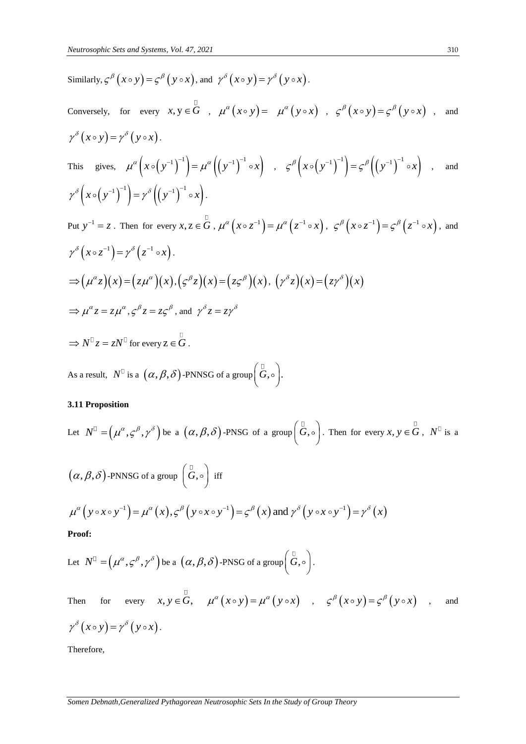Similarly, $\varsigma^{\beta}(x \circ y) = \varsigma^{\beta}(y \circ x)$, and $\gamma^{\delta}(x \circ y) = \gamma^{\delta}(y \circ x)$.

Conversely, for every $x, y \in \overset{\Box}{G}$, $\mu^{\alpha}(x \circ y) = \mu^{\alpha}(y \circ x)$, $\varsigma^{\beta}(x \circ y) = \varsigma^{\beta}(y \circ x)$, and $\gamma^{\delta}(x \circ y) = \gamma^{\delta}(y \circ x)$.

This gives, $\mu^{\alpha}\left(x \circ (y^{-1})^{-1}\right) = \mu^{\alpha}\left((y^{-1})^{-1} \circ x\right)$, $\varsigma^{\beta}\left(x \circ (y^{-1})^{-1}\right) = \varsigma^{\beta}\left((y^{-1})^{-1} \circ x\right)$, and $\gamma^{\delta}\left(x \circ (y^{-1})^{-1}\right) = \gamma^{\delta}\left((y^{-1})^{-1} \circ x\right)$.

Put $y^{-1} = z$. Then for every $x, z \in \overset{\Box}{G}$, $\mu^{\alpha}(x \circ z^{-1}) = \mu^{\alpha}(z^{-1} \circ x)$, $\varsigma^{\beta}(x \circ z^{-1}) = \varsigma^{\beta}(z^{-1} \circ x)$, and $\gamma^{\delta}(x \circ z^{-1}) = \gamma^{\delta}(z^{-1} \circ x)$.

$\Rightarrow (\mu^{\alpha} z)(x) = (z\mu^{\alpha})(x), (\varsigma^{\beta} z)(x) = (z\varsigma^{\beta})(x), (\gamma^{\delta} z)(x) = (z\gamma^{\delta})(x)$

$\Rightarrow \mu^{\alpha} z = z\mu^{\alpha}, \varsigma^{\beta} z = z\varsigma^{\beta}$, and $\gamma^{\delta} z = z\gamma^{\delta}$

$\Rightarrow N^{\Box} z = zN^{\Box}$ for every $z \in \overset{\Box}{G}$.

As a result, $N^{\Box}$ is a $(\alpha, \beta, \delta)$-PNNSG of a group $\left(\overset{\Box}{G}, \circ\right)$.

**3.11 Proposition**

Let $N^{\Box} = \left(\mu^{\alpha}, \varsigma^{\beta}, \gamma^{\delta}\right)$ be a $(\alpha, \beta, \delta)$-PNSG of a group $\left(\overset{\Box}{G}, \circ\right)$. Then for every $x, y \in \overset{\Box}{G}$, $N^{\Box}$ is a $(\alpha, \beta, \delta)$-PNNSG of a group $\left(\overset{\Box}{G}, \circ\right)$ iff

$$\mu^{\alpha}\left(y \circ x \circ y^{-1}\right) = \mu^{\alpha}(x), \varsigma^{\beta}\left(y \circ x \circ y^{-1}\right) = \varsigma^{\beta}(x) \text{ and } \gamma^{\delta}\left(y \circ x \circ y^{-1}\right) = \gamma^{\delta}(x)$$

**Proof:**

Let $N^{\Box} = \left(\mu^{\alpha}, \varsigma^{\beta}, \gamma^{\delta}\right)$ be a $(\alpha, \beta, \delta)$-PNSG of a group $\left(\overset{\Box}{G}, \circ\right)$.

Then for every $x, y \in \overset{\Box}{G}$, $\mu^{\alpha}(x \circ y) = \mu^{\alpha}(y \circ x)$, $\varsigma^{\beta}(x \circ y) = \varsigma^{\beta}(y \circ x)$, and $\gamma^{\delta}(x \circ y) = \gamma^{\delta}(y \circ x)$.

Therefore,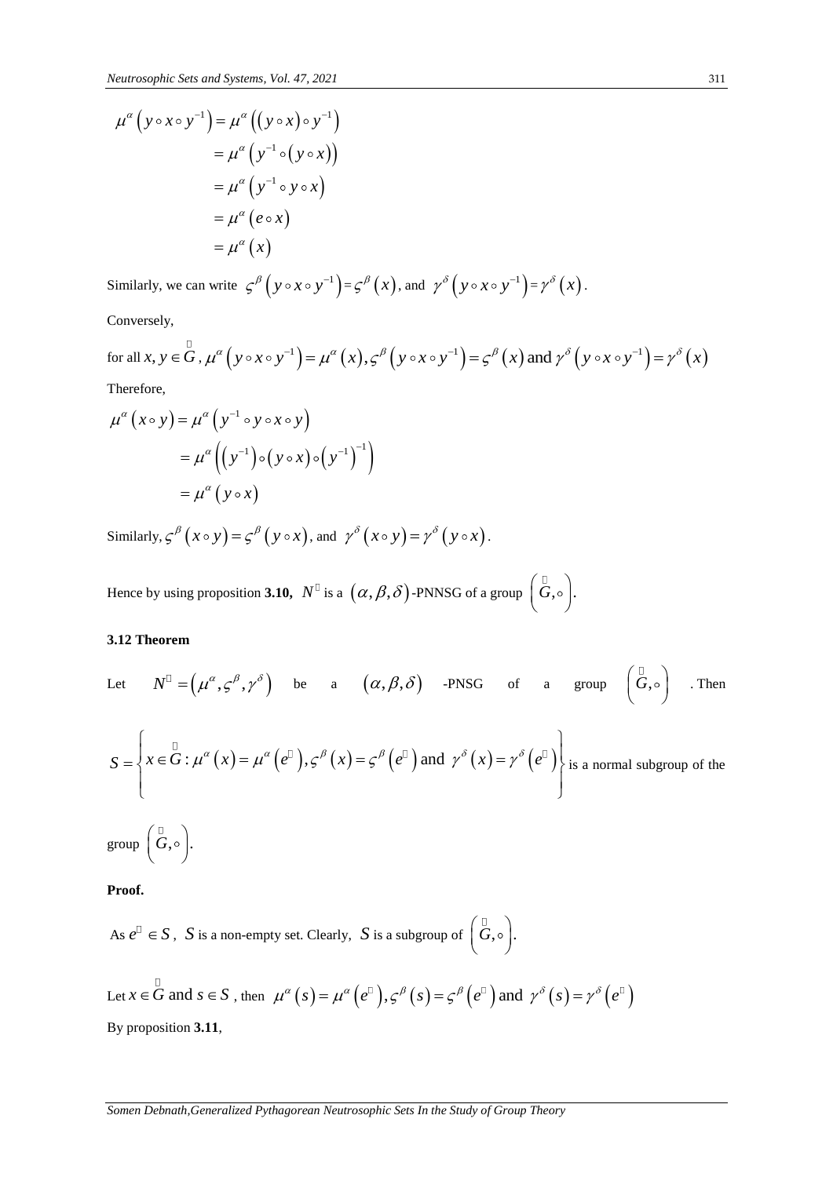$$
\begin{aligned}
\mu^{\alpha}\left(y\circ x\circ y^{-1}\right) &= \mu^{\alpha}\left(\left(y\circ x\right)\circ y^{-1}\right) \\
&= \mu^{\alpha}\left(y^{-1}\circ\left(y\circ x\right)\right) \\
&= \mu^{\alpha}\left(y^{-1}\circ y\circ x\right) \\
&= \mu^{\alpha}\left(e\circ x\right) \\
&= \mu^{\alpha}\left(x\right)
\end{aligned}
$$

Similarly, we can write $\varsigma^{\beta}\left(y\circ x\circ y^{-1}\right)=\varsigma^{\beta}\left(x\right)$, and $\gamma^{\delta}\left(y\circ x\circ y^{-1}\right)=\gamma^{\delta}\left(x\right)$.

Conversely,

for all $x, y\in \breve{G}$, $\mu^{\alpha}\left(y\circ x\circ y^{-1}\right)=\mu^{\alpha}\left(x\right), \varsigma^{\beta}\left(y\circ x\circ y^{-1}\right)=\varsigma^{\beta}\left(x\right)$ and $\gamma^{\delta}\left(y\circ x\circ y^{-1}\right)=\gamma^{\delta}\left(x\right)$

Therefore,

$$
\begin{aligned}
\mu^{\alpha}\left(x\circ y\right) &= \mu^{\alpha}\left(y^{-1}\circ y\circ x\circ y\right) \\
&= \mu^{\alpha}\left(\left(y^{-1}\right)\circ\left(y\circ x\right)\circ\left(y^{-1}\right)^{-1}\right) \\
&= \mu^{\alpha}\left(y\circ x\right)
\end{aligned}
$$

Similarly, $\varsigma^{\beta}\left(x\circ y\right)=\varsigma^{\beta}\left(y\circ x\right)$, and $\gamma^{\delta}\left(x\circ y\right)=\gamma^{\delta}\left(y\circ x\right)$.

Hence by using proposition **3.10,** $\breve{N}$ is a $\left(\alpha,\beta,\delta\right)$-PNNSG of a group $\left(\breve{G},\circ\right)$.

### 3.12 Theorem

Let $\breve{N}=\left(\mu^{\alpha},\varsigma^{\beta},\gamma^{\delta}\right)$ be a $\left(\alpha,\beta,\delta\right)$-PNSG of a group $\left(\breve{G},\circ\right)$. Then

$$S=\left\{x\in\breve{G}:\mu^{\alpha}\left(x\right)=\mu^{\alpha}\left(\breve{e}\right),\varsigma^{\beta}\left(x\right)=\varsigma^{\beta}\left(\breve{e}\right)\text{ and }\gamma^{\delta}\left(x\right)=\gamma^{\delta}\left(\breve{e}\right)\right\}$$ is a normal subgroup of the group $\left(\breve{G},\circ\right)$.

**Proof.**

As $\breve{e}\in S$, $S$ is a non-empty set. Clearly, $S$ is a subgroup of $\left(\breve{G},\circ\right)$.

Let $x\in\breve{G}$ and $s\in S$, then $\mu^{\alpha}\left(s\right)=\mu^{\alpha}\left(\breve{e}\right), \varsigma^{\beta}\left(s\right)=\varsigma^{\beta}\left(\breve{e}\right)$ and $\gamma^{\delta}\left(s\right)=\gamma^{\delta}\left(\breve{e}\right)$

By proposition **3.11**,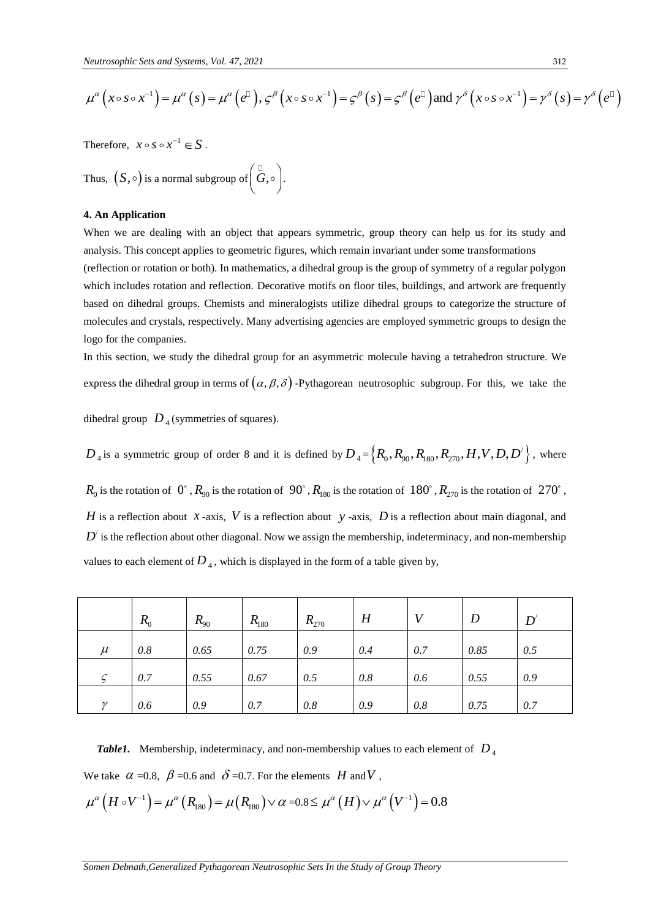$$\mu^{\alpha}\left(x\circ s\circ x^{-1}\right)=\mu^{\alpha}\left(s\right)=\mu^{\alpha}\left(e\right),\ \varsigma^{\beta}\left(x\circ s\circ x^{-1}\right)=\varsigma^{\beta}\left(s\right)=\varsigma^{\beta}\left(e\right)\text{ and }\gamma^{\delta}\left(x\circ s\circ x^{-1}\right)=\gamma^{\delta}\left(s\right)=\gamma^{\delta}\left(e\right)$$

Therefore, $x\circ s\circ x^{-1}\in S$.

Thus, $(S,\circ)$ is a normal subgroup of $\left(G,\circ\right)$.

## 4. An Application

When we are dealing with an object that appears symmetric, group theory can help us for its study and analysis. This concept applies to geometric figures, which remain invariant under some transformations (reflection or rotation or both). In mathematics, a dihedral group is the group of symmetry of a regular polygon which includes rotation and reflection. Decorative motifs on floor tiles, buildings, and artwork are frequently based on dihedral groups. Chemists and mineralogists utilize dihedral groups to categorize the structure of molecules and crystals, respectively. Many advertising agencies are employed symmetric groups to design the logo for the companies.

In this section, we study the dihedral group for an asymmetric molecule having a tetrahedron structure. We express the dihedral group in terms of $(\alpha,\beta,\delta)$-Pythagorean neutrosophic subgroup. For this, we take the dihedral group $D_4$ (symmetries of squares).

$D_4$ is a symmetric group of order 8 and it is defined by $D_4=\left\{R_0,R_{90},R_{180},R_{270},H,V,D,D'\right\}$, where $R_0$ is the rotation of $0^{\circ}$, $R_{90}$ is the rotation of $90^{\circ}$, $R_{180}$ is the rotation of $180^{\circ}$, $R_{270}$ is the rotation of $270^{\circ}$, $H$ is a reflection about $x$-axis, $V$ is a reflection about $y$-axis, $D$ is a reflection about main diagonal, and $D'$ is the reflection about other diagonal. Now we assign the membership, indeterminacy, and non-membership values to each element of $D_4$, which is displayed in the form of a table given by,

| | $R_0$ | $R_{90}$ | $R_{180}$ | $R_{270}$ | $H$ | $V$ | $D$ | $D'$ |
|---|---|---|---|---|---|---|---|---|
| $\mu$ | 0.8 | 0.65 | 0.75 | 0.9 | 0.4 | 0.7 | 0.85 | 0.5 |
| $\varsigma$ | 0.7 | 0.55 | 0.67 | 0.5 | 0.8 | 0.6 | 0.55 | 0.9 |
| $\gamma$ | 0.6 | 0.9 | 0.7 | 0.8 | 0.9 | 0.8 | 0.75 | 0.7 |

***Table1.*** Membership, indeterminacy, and non-membership values to each element of $D_4$

We take $\alpha$ =0.8, $\beta$ =0.6 and $\delta$ =0.7. For the elements $H$ and $V$,

$$\mu^{\alpha}\left(H\circ V^{-1}\right)=\mu^{\alpha}\left(R_{180}\right)=\mu\left(R_{180}\right)\vee\alpha=0.8\leq\mu^{\alpha}\left(H\right)\vee\mu^{\alpha}\left(V^{-1}\right)=0.8$$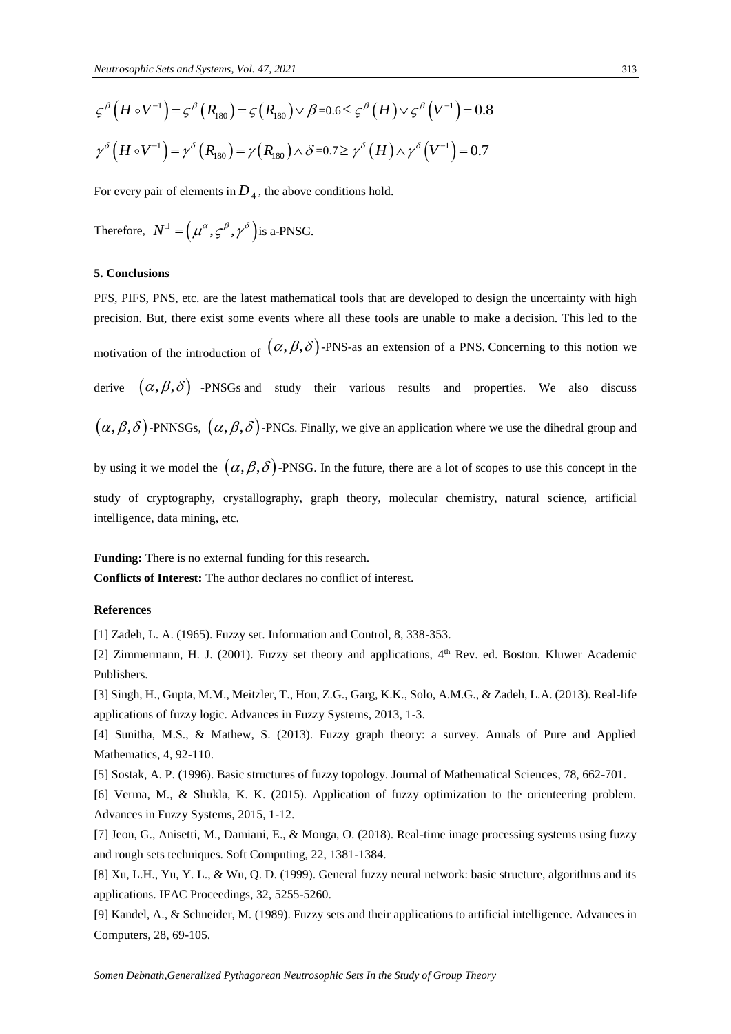$$\varsigma^{\beta}\left(H \circ V^{-1}\right)=\varsigma^{\beta}\left(R_{180}\right)=\varsigma\left(R_{180}\right) \vee \beta = 0.6 \leq \varsigma^{\beta}\left(H\right) \vee \varsigma^{\beta}\left(V^{-1}\right)=0.8$$

$$\gamma^{\delta}\left(H \circ V^{-1}\right)=\gamma^{\delta}\left(R_{180}\right)=\gamma\left(R_{180}\right) \wedge \delta = 0.7 \geq \gamma^{\delta}\left(H\right) \wedge \gamma^{\delta}\left(V^{-1}\right)=0.7$$

For every pair of elements in $D_4$, the above conditions hold.

Therefore, $N = \left(\mu^{\alpha}, \varsigma^{\beta}, \gamma^{\delta}\right)$ is a-PNSG.

**5. Conclusions**

PFS, PIFS, PNS, etc. are the latest mathematical tools that are developed to design the uncertainty with high precision. But, there exist some events where all these tools are unable to make a decision. This led to the motivation of the introduction of $(\alpha, \beta, \delta)$-PNS-as an extension of a PNS. Concerning to this notion we derive $(\alpha, \beta, \delta)$ -PNSGs and study their various results and properties. We also discuss $(\alpha, \beta, \delta)$-PNNSGs, $(\alpha, \beta, \delta)$-PNCs. Finally, we give an application where we use the dihedral group and by using it we model the $(\alpha, \beta, \delta)$-PNSG. In the future, there are a lot of scopes to use this concept in the study of cryptography, crystallography, graph theory, molecular chemistry, natural science, artificial intelligence, data mining, etc.

**Funding:** There is no external funding for this research.

**Conflicts of Interest:** The author declares no conflict of interest.

**References**

[1] Zadeh, L. A. (1965). Fuzzy set. Information and Control, 8, 338-353.

[2] Zimmermann, H. J. (2001). Fuzzy set theory and applications, 4th Rev. ed. Boston. Kluwer Academic Publishers.

[3] Singh, H., Gupta, M.M., Meitzler, T., Hou, Z.G., Garg, K.K., Solo, A.M.G., & Zadeh, L.A. (2013). Real-life applications of fuzzy logic. Advances in Fuzzy Systems, 2013, 1-3.

[4] Sunitha, M.S., & Mathew, S. (2013). Fuzzy graph theory: a survey. Annals of Pure and Applied Mathematics, 4, 92-110.

[5] Sostak, A. P. (1996). Basic structures of fuzzy topology. Journal of Mathematical Sciences, 78, 662-701.

[6] Verma, M., & Shukla, K. K. (2015). Application of fuzzy optimization to the orienteering problem. Advances in Fuzzy Systems, 2015, 1-12.

[7] Jeon, G., Anisetti, M., Damiani, E., & Monga, O. (2018). Real-time image processing systems using fuzzy and rough sets techniques. Soft Computing, 22, 1381-1384.

[8] Xu, L.H., Yu, Y. L., & Wu, Q. D. (1999). General fuzzy neural network: basic structure, algorithms and its applications. IFAC Proceedings, 32, 5255-5260.

[9] Kandel, A., & Schneider, M. (1989). Fuzzy sets and their applications to artificial intelligence. Advances in Computers, 28, 69-105.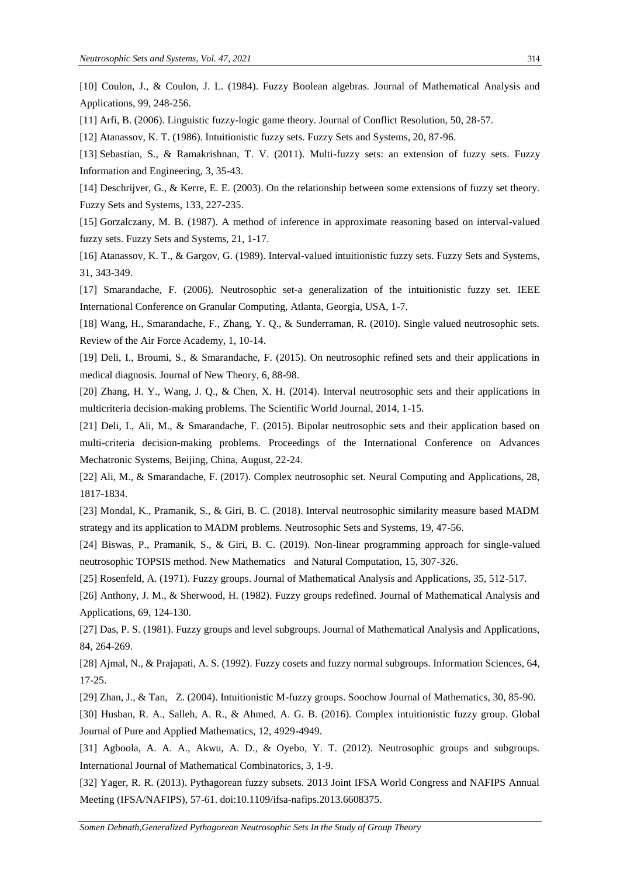[10] Coulon, J., & Coulon, J. L. (1984). Fuzzy Boolean algebras. Journal of Mathematical Analysis and Applications, 99, 248-256.

[11] Arfi, B. (2006). Linguistic fuzzy-logic game theory. Journal of Conflict Resolution, 50, 28-57.

[12] Atanassov, K. T. (1986). Intuitionistic fuzzy sets. Fuzzy Sets and Systems, 20, 87-96.

[13] Sebastian, S., & Ramakrishnan, T. V. (2011). Multi-fuzzy sets: an extension of fuzzy sets. Fuzzy Information and Engineering, 3, 35-43.

[14] Deschrijver, G., & Kerre, E. E. (2003). On the relationship between some extensions of fuzzy set theory. Fuzzy Sets and Systems, 133, 227-235.

[15] Gorzalczany, M. B. (1987). A method of inference in approximate reasoning based on interval-valued fuzzy sets. Fuzzy Sets and Systems, 21, 1-17.

[16] Atanassov, K. T., & Gargov, G. (1989). Interval-valued intuitionistic fuzzy sets. Fuzzy Sets and Systems, 31, 343-349.

[17] Smarandache, F. (2006). Neutrosophic set-a generalization of the intuitionistic fuzzy set. IEEE International Conference on Granular Computing, Atlanta, Georgia, USA, 1-7.

[18] Wang, H., Smarandache, F., Zhang, Y. Q., & Sunderraman, R. (2010). Single valued neutrosophic sets. Review of the Air Force Academy, 1, 10-14.

[19] Deli, I., Broumi, S., & Smarandache, F. (2015). On neutrosophic refined sets and their applications in medical diagnosis. Journal of New Theory, 6, 88-98.

[20] Zhang, H. Y., Wang, J. Q., & Chen, X. H. (2014). Interval neutrosophic sets and their applications in multicriteria decision-making problems. The Scientific World Journal, 2014, 1-15.

[21] Deli, I., Ali, M., & Smarandache, F. (2015). Bipolar neutrosophic sets and their application based on multi-criteria decision-making problems. Proceedings of the International Conference on Advances Mechatronic Systems, Beijing, China, August, 22-24.

[22] Ali, M., & Smarandache, F. (2017). Complex neutrosophic set. Neural Computing and Applications, 28, 1817-1834.

[23] Mondal, K., Pramanik, S., & Giri, B. C. (2018). Interval neutrosophic similarity measure based MADM strategy and its application to MADM problems. Neutrosophic Sets and Systems, 19, 47-56.

[24] Biswas, P., Pramanik, S., & Giri, B. C. (2019). Non-linear programming approach for single-valued neutrosophic TOPSIS method. New Mathematics and Natural Computation, 15, 307-326.

[25] Rosenfeld, A. (1971). Fuzzy groups. Journal of Mathematical Analysis and Applications, 35, 512-517.

[26] Anthony, J. M., & Sherwood, H. (1982). Fuzzy groups redefined. Journal of Mathematical Analysis and Applications, 69, 124-130.

[27] Das, P. S. (1981). Fuzzy groups and level subgroups. Journal of Mathematical Analysis and Applications, 84, 264-269.

[28] Ajmal, N., & Prajapati, A. S. (1992). Fuzzy cosets and fuzzy normal subgroups. Information Sciences, 64, 17-25.

[29] Zhan, J., & Tan, Z. (2004). Intuitionistic M-fuzzy groups. Soochow Journal of Mathematics, 30, 85-90.

[30] Husban, R. A., Salleh, A. R., & Ahmed, A. G. B. (2016). Complex intuitionistic fuzzy group. Global Journal of Pure and Applied Mathematics, 12, 4929-4949.

[31] Agboola, A. A. A., Akwu, A. D., & Oyebo, Y. T. (2012). Neutrosophic groups and subgroups. International Journal of Mathematical Combinatorics, 3, 1-9.

[32] Yager, R. R. (2013). Pythagorean fuzzy subsets. 2013 Joint IFSA World Congress and NAFIPS Annual Meeting (IFSA/NAFIPS), 57-61. doi:10.1109/ifsa-nafips.2013.6608375.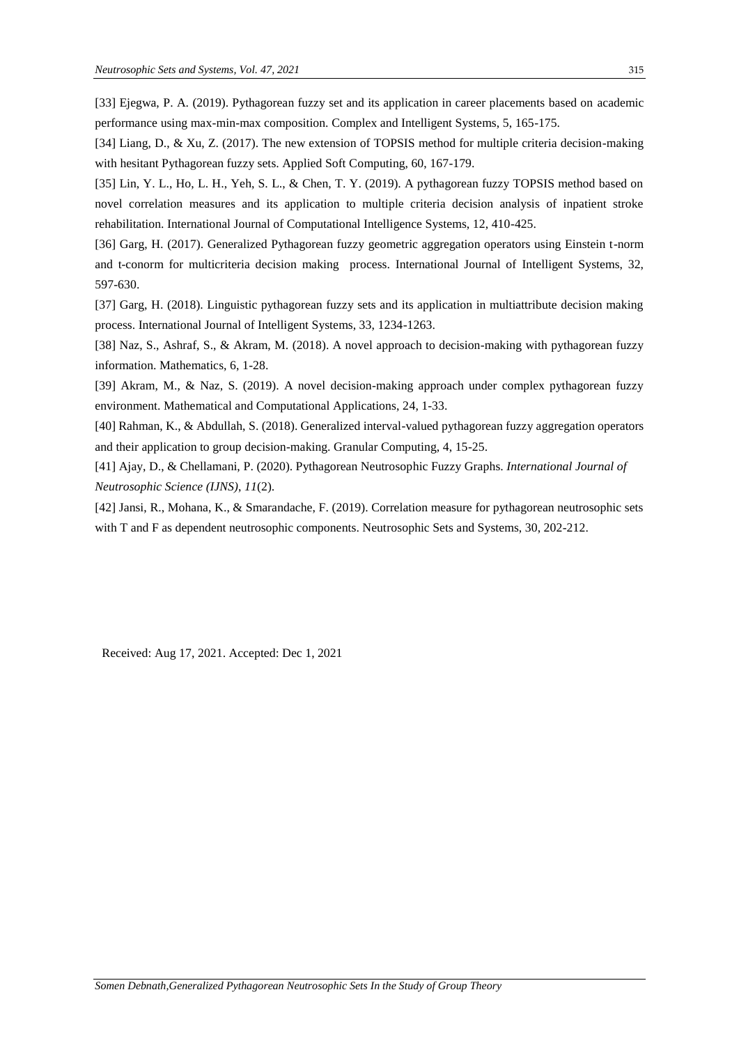[33] Ejegwa, P. A. (2019). Pythagorean fuzzy set and its application in career placements based on academic performance using max-min-max composition. Complex and Intelligent Systems, 5, 165-175.

[34] Liang, D., & Xu, Z. (2017). The new extension of TOPSIS method for multiple criteria decision-making with hesitant Pythagorean fuzzy sets. Applied Soft Computing, 60, 167-179.

[35] Lin, Y. L., Ho, L. H., Yeh, S. L., & Chen, T. Y. (2019). A pythagorean fuzzy TOPSIS method based on novel correlation measures and its application to multiple criteria decision analysis of inpatient stroke rehabilitation. International Journal of Computational Intelligence Systems, 12, 410-425.

[36] Garg, H. (2017). Generalized Pythagorean fuzzy geometric aggregation operators using Einstein t-norm and t-conorm for multicriteria decision making process. International Journal of Intelligent Systems, 32, 597-630.

[37] Garg, H. (2018). Linguistic pythagorean fuzzy sets and its application in multiattribute decision making process. International Journal of Intelligent Systems, 33, 1234-1263.

[38] Naz, S., Ashraf, S., & Akram, M. (2018). A novel approach to decision-making with pythagorean fuzzy information. Mathematics, 6, 1-28.

[39] Akram, M., & Naz, S. (2019). A novel decision-making approach under complex pythagorean fuzzy environment. Mathematical and Computational Applications, 24, 1-33.

[40] Rahman, K., & Abdullah, S. (2018). Generalized interval-valued pythagorean fuzzy aggregation operators and their application to group decision-making. Granular Computing, 4, 15-25.

[41] Ajay, D., & Chellamani, P. (2020). Pythagorean Neutrosophic Fuzzy Graphs. *International Journal of Neutrosophic Science (IJNS)*, *11*(2).

[42] Jansi, R., Mohana, K., & Smarandache, F. (2019). Correlation measure for pythagorean neutrosophic sets with T and F as dependent neutrosophic components. Neutrosophic Sets and Systems, 30, 202-212.

Received: Aug 17, 2021. Accepted: Dec 1, 2021